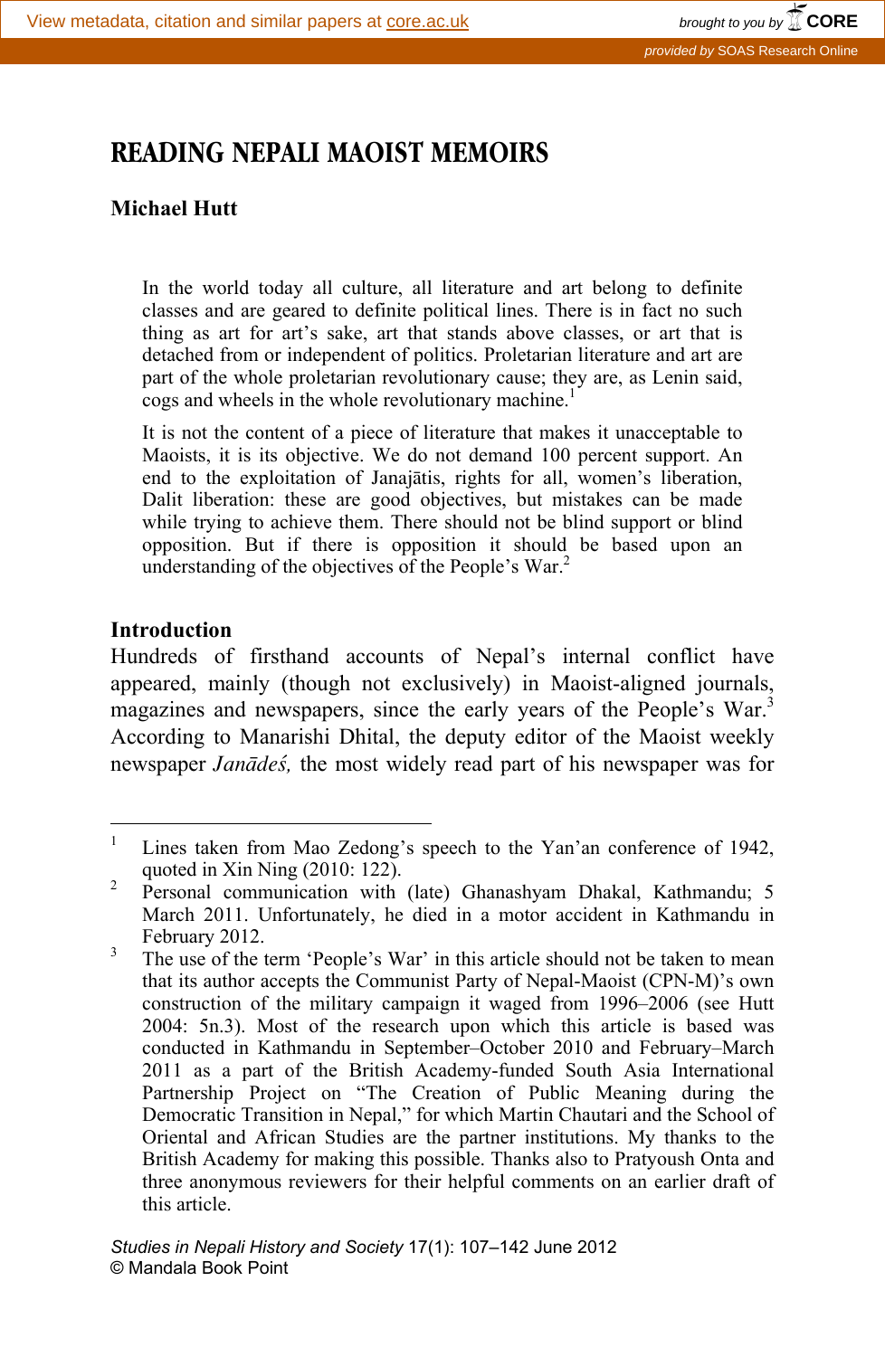# READING NEPALI MAOIST MEMOIRS

**Michael Hutt**

> In the world today all culture, all literature and art belong to definite classes and are geared to definite political lines. There is in fact no such thing as art for art's sake, art that stands above classes, or art that is detached from or independent of politics. Proletarian literature and art are part of the whole proletarian revolutionary cause; they are, as Lenin said, cogs and wheels in the whole revolutionary machine.[1]

> It is not the content of a piece of literature that makes it unacceptable to Maoists, it is its objective. We do not demand 100 percent support. An end to the exploitation of Janajātis, rights for all, women's liberation, Dalit liberation: these are good objectives, but mistakes can be made while trying to achieve them. There should not be blind support or blind opposition. But if there is opposition it should be based upon an understanding of the objectives of the People's War.[2]

## Introduction

Hundreds of firsthand accounts of Nepal's internal conflict have appeared, mainly (though not exclusively) in Maoist-aligned journals, magazines and newspapers, since the early years of the People's War.[3] According to Manarishi Dhital, the deputy editor of the Maoist weekly newspaper *Janādeś,* the most widely read part of his newspaper was for

---

[1] Lines taken from Mao Zedong's speech to the Yan'an conference of 1942, quoted in Xin Ning (2010: 122).

[2] Personal communication with (late) Ghanashyam Dhakal, Kathmandu; 5 March 2011. Unfortunately, he died in a motor accident in Kathmandu in February 2012.

[3] The use of the term 'People's War' in this article should not be taken to mean that its author accepts the Communist Party of Nepal-Maoist (CPN-M)'s own construction of the military campaign it waged from 1996–2006 (see Hutt 2004: 5n.3). Most of the research upon which this article is based was conducted in Kathmandu in September–October 2010 and February–March 2011 as a part of the British Academy-funded South Asia International Partnership Project on "The Creation of Public Meaning during the Democratic Transition in Nepal," for which Martin Chautari and the School of Oriental and African Studies are the partner institutions. My thanks to the British Academy for making this possible. Thanks also to Pratyoush Onta and three anonymous reviewers for their helpful comments on an earlier draft of this article.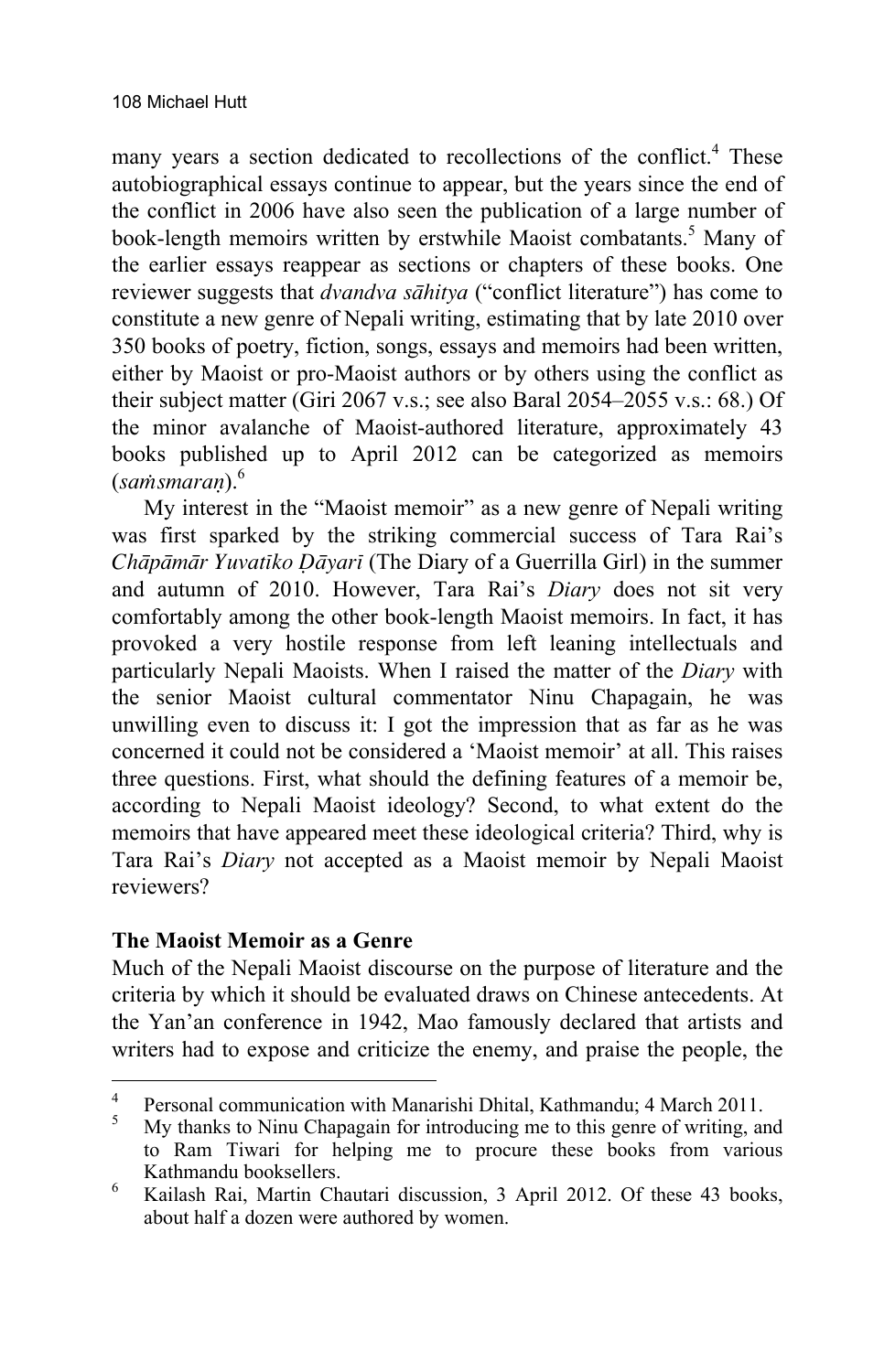many years a section dedicated to recollections of the conflict.[4] These autobiographical essays continue to appear, but the years since the end of the conflict in 2006 have also seen the publication of a large number of book-length memoirs written by erstwhile Maoist combatants.[5] Many of the earlier essays reappear as sections or chapters of these books. One reviewer suggests that *dvandva sāhitya* ("conflict literature") has come to constitute a new genre of Nepali writing, estimating that by late 2010 over 350 books of poetry, fiction, songs, essays and memoirs had been written, either by Maoist or pro-Maoist authors or by others using the conflict as their subject matter (Giri 2067 v.s.; see also Baral 2054–2055 v.s.: 68.) Of the minor avalanche of Maoist-authored literature, approximately 43 books published up to April 2012 can be categorized as memoirs (*saṁsmaraṇ*).[6]

My interest in the "Maoist memoir" as a new genre of Nepali writing was first sparked by the striking commercial success of Tara Rai's *Chāpāmār Yuvatīko Ḍāyarī* (The Diary of a Guerrilla Girl) in the summer and autumn of 2010. However, Tara Rai's *Diary* does not sit very comfortably among the other book-length Maoist memoirs. In fact, it has provoked a very hostile response from left leaning intellectuals and particularly Nepali Maoists. When I raised the matter of the *Diary* with the senior Maoist cultural commentator Ninu Chapagain, he was unwilling even to discuss it: I got the impression that as far as he was concerned it could not be considered a 'Maoist memoir' at all. This raises three questions. First, what should the defining features of a memoir be, according to Nepali Maoist ideology? Second, to what extent do the memoirs that have appeared meet these ideological criteria? Third, why is Tara Rai's *Diary* not accepted as a Maoist memoir by Nepali Maoist reviewers?

## The Maoist Memoir as a Genre

Much of the Nepali Maoist discourse on the purpose of literature and the criteria by which it should be evaluated draws on Chinese antecedents. At the Yan'an conference in 1942, Mao famously declared that artists and writers had to expose and criticize the enemy, and praise the people, the

---

[4] Personal communication with Manarishi Dhital, Kathmandu; 4 March 2011.

[5] My thanks to Ninu Chapagain for introducing me to this genre of writing, and to Ram Tiwari for helping me to procure these books from various Kathmandu booksellers.

[6] Kailash Rai, Martin Chautari discussion, 3 April 2012. Of these 43 books, about half a dozen were authored by women.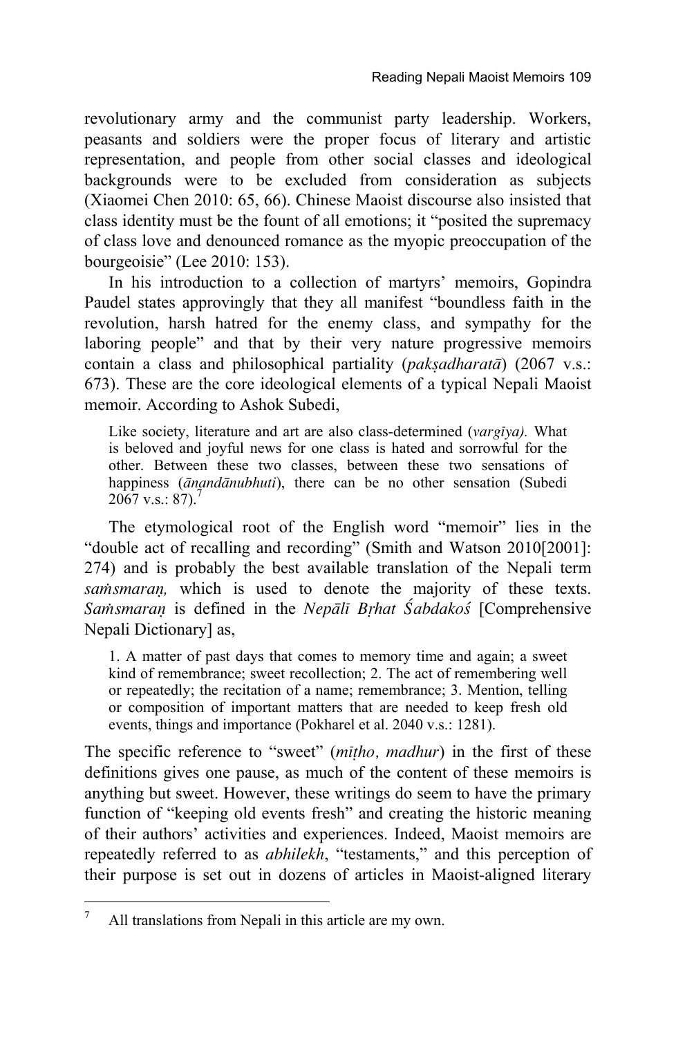revolutionary army and the communist party leadership. Workers, peasants and soldiers were the proper focus of literary and artistic representation, and people from other social classes and ideological backgrounds were to be excluded from consideration as subjects (Xiaomei Chen 2010: 65, 66). Chinese Maoist discourse also insisted that class identity must be the fount of all emotions; it "posited the supremacy of class love and denounced romance as the myopic preoccupation of the bourgeoisie" (Lee 2010: 153).

In his introduction to a collection of martyrs' memoirs, Gopindra Paudel states approvingly that they all manifest "boundless faith in the revolution, harsh hatred for the enemy class, and sympathy for the laboring people" and that by their very nature progressive memoirs contain a class and philosophical partiality (*pakṣadharatā*) (2067 v.s.: 673). These are the core ideological elements of a typical Nepali Maoist memoir. According to Ashok Subedi,

> Like society, literature and art are also class-determined (*vargīya).* What is beloved and joyful news for one class is hated and sorrowful for the other. Between these two classes, between these two sensations of happiness (*ānandānubhuti*), there can be no other sensation (Subedi 2067 v.s.: 87).[7]

The etymological root of the English word "memoir" lies in the "double act of recalling and recording" (Smith and Watson 2010[2001]: 274) and is probably the best available translation of the Nepali term *saṁsmaraṇ,* which is used to denote the majority of these texts. *Saṁsmaraṇ* is defined in the *Nepālī Bṛhat Śabdakoś* [Comprehensive Nepali Dictionary] as,

> 1. A matter of past days that comes to memory time and again; a sweet kind of remembrance; sweet recollection; 2. The act of remembering well or repeatedly; the recitation of a name; remembrance; 3. Mention, telling or composition of important matters that are needed to keep fresh old events, things and importance (Pokharel et al. 2040 v.s.: 1281).

The specific reference to "sweet" (*mīṭho, madhur*) in the first of these definitions gives one pause, as much of the content of these memoirs is anything but sweet. However, these writings do seem to have the primary function of "keeping old events fresh" and creating the historic meaning of their authors' activities and experiences. Indeed, Maoist memoirs are repeatedly referred to as *abhilekh*, "testaments," and this perception of their purpose is set out in dozens of articles in Maoist-aligned literary

---

[7] All translations from Nepali in this article are my own.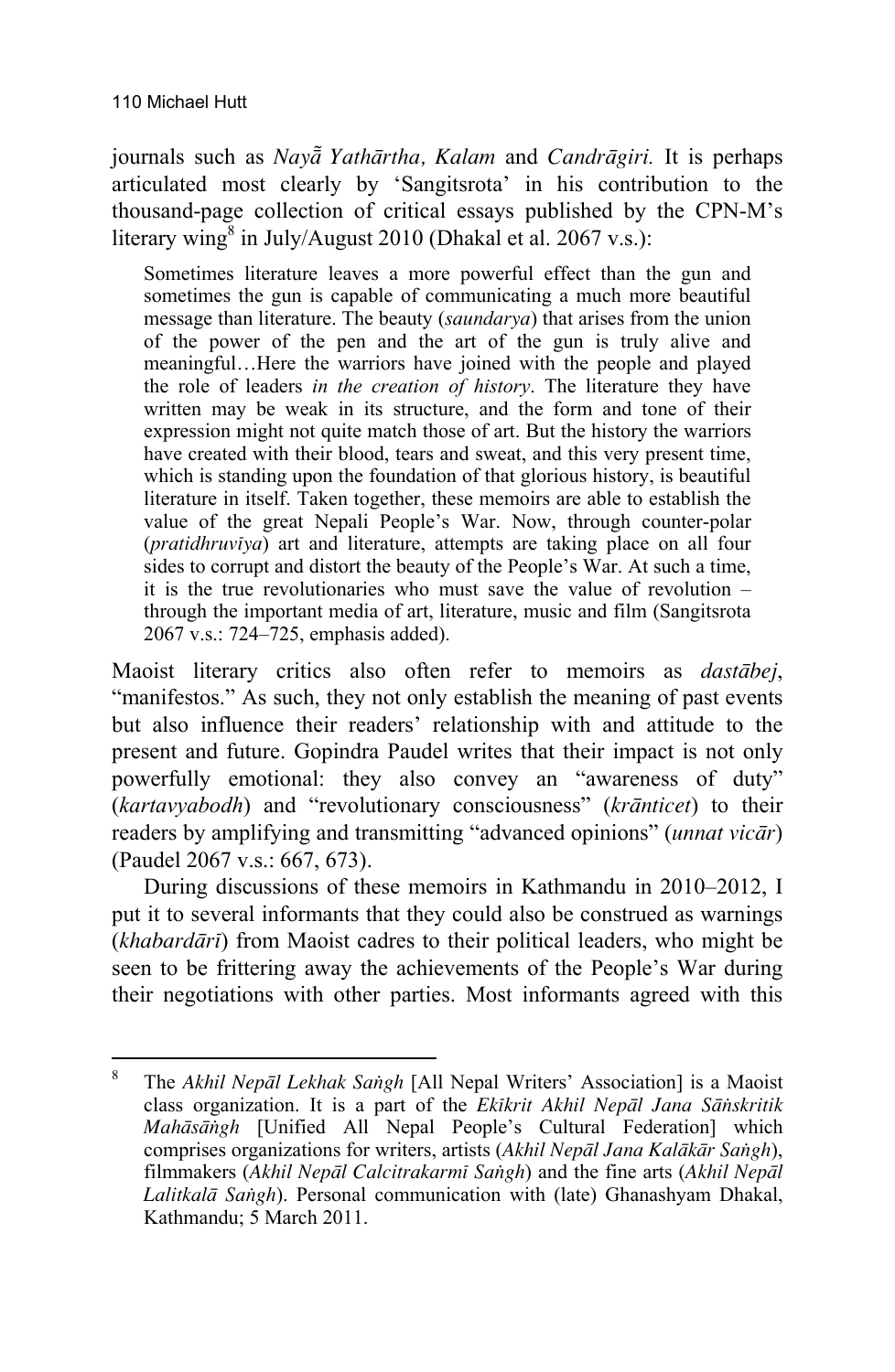journals such as *Nayā̃ Yathārtha, Kalam* and *Candrāgiri.* It is perhaps articulated most clearly by 'Sangitsrota' in his contribution to the thousand-page collection of critical essays published by the CPN-M's literary wing[8] in July/August 2010 (Dhakal et al. 2067 v.s.):

> Sometimes literature leaves a more powerful effect than the gun and sometimes the gun is capable of communicating a much more beautiful message than literature. The beauty (*saundarya*) that arises from the union of the power of the pen and the art of the gun is truly alive and meaningful…Here the warriors have joined with the people and played the role of leaders *in the creation of history*. The literature they have written may be weak in its structure, and the form and tone of their expression might not quite match those of art. But the history the warriors have created with their blood, tears and sweat, and this very present time, which is standing upon the foundation of that glorious history, is beautiful literature in itself. Taken together, these memoirs are able to establish the value of the great Nepali People's War. Now, through counter-polar (*pratidhruvīya*) art and literature, attempts are taking place on all four sides to corrupt and distort the beauty of the People's War. At such a time, it is the true revolutionaries who must save the value of revolution – through the important media of art, literature, music and film (Sangitsrota 2067 v.s.: 724–725, emphasis added).

Maoist literary critics also often refer to memoirs as *dastābej*, "manifestos." As such, they not only establish the meaning of past events but also influence their readers' relationship with and attitude to the present and future. Gopindra Paudel writes that their impact is not only powerfully emotional: they also convey an "awareness of duty" (*kartavyabodh*) and "revolutionary consciousness" (*krānticet*) to their readers by amplifying and transmitting "advanced opinions" (*unnat vicār*) (Paudel 2067 v.s.: 667, 673).

During discussions of these memoirs in Kathmandu in 2010–2012, I put it to several informants that they could also be construed as warnings (*khabardārī*) from Maoist cadres to their political leaders, who might be seen to be frittering away the achievements of the People's War during their negotiations with other parties. Most informants agreed with this

---

[8] The *Akhil Nepāl Lekhak Saṅgh* [All Nepal Writers' Association] is a Maoist class organization. It is a part of the *Ekīkrit Akhil Nepāl Jana Sāṅskritik Mahāsāṅgh* [Unified All Nepal People's Cultural Federation] which comprises organizations for writers, artists (*Akhil Nepāl Jana Kalākār Saṅgh*), filmmakers (*Akhil Nepāl Calcitrakarmī Saṅgh*) and the fine arts (*Akhil Nepāl Lalitkalā Saṅgh*). Personal communication with (late) Ghanashyam Dhakal, Kathmandu; 5 March 2011.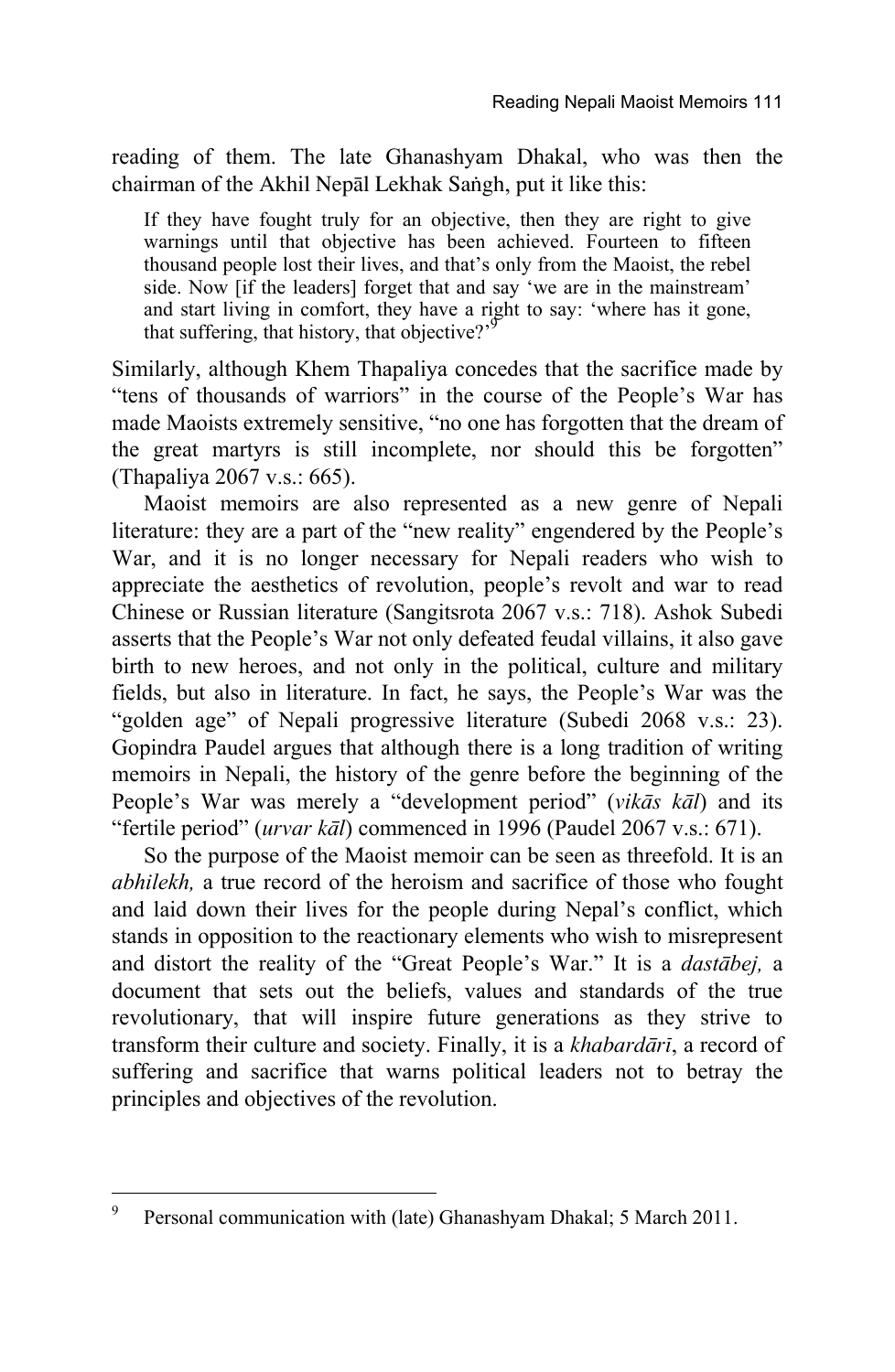reading of them. The late Ghanashyam Dhakal, who was then the chairman of the Akhil Nepāl Lekhak Saṅgh, put it like this:

> If they have fought truly for an objective, then they are right to give warnings until that objective has been achieved. Fourteen to fifteen thousand people lost their lives, and that's only from the Maoist, the rebel side. Now [if the leaders] forget that and say 'we are in the mainstream' and start living in comfort, they have a right to say: 'where has it gone, that suffering, that history, that objective?'[9]

Similarly, although Khem Thapaliya concedes that the sacrifice made by "tens of thousands of warriors" in the course of the People's War has made Maoists extremely sensitive, "no one has forgotten that the dream of the great martyrs is still incomplete, nor should this be forgotten" (Thapaliya 2067 v.s.: 665).

Maoist memoirs are also represented as a new genre of Nepali literature: they are a part of the "new reality" engendered by the People's War, and it is no longer necessary for Nepali readers who wish to appreciate the aesthetics of revolution, people's revolt and war to read Chinese or Russian literature (Sangitsrota 2067 v.s.: 718). Ashok Subedi asserts that the People's War not only defeated feudal villains, it also gave birth to new heroes, and not only in the political, culture and military fields, but also in literature. In fact, he says, the People's War was the "golden age" of Nepali progressive literature (Subedi 2068 v.s.: 23). Gopindra Paudel argues that although there is a long tradition of writing memoirs in Nepali, the history of the genre before the beginning of the People's War was merely a "development period" (*vikās kāl*) and its "fertile period" (*urvar kāl*) commenced in 1996 (Paudel 2067 v.s.: 671).

So the purpose of the Maoist memoir can be seen as threefold. It is an *abhilekh,* a true record of the heroism and sacrifice of those who fought and laid down their lives for the people during Nepal's conflict, which stands in opposition to the reactionary elements who wish to misrepresent and distort the reality of the "Great People's War." It is a *dastābej,* a document that sets out the beliefs, values and standards of the true revolutionary, that will inspire future generations as they strive to transform their culture and society. Finally, it is a *khabardārī*, a record of suffering and sacrifice that warns political leaders not to betray the principles and objectives of the revolution.

---

[9] Personal communication with (late) Ghanashyam Dhakal; 5 March 2011.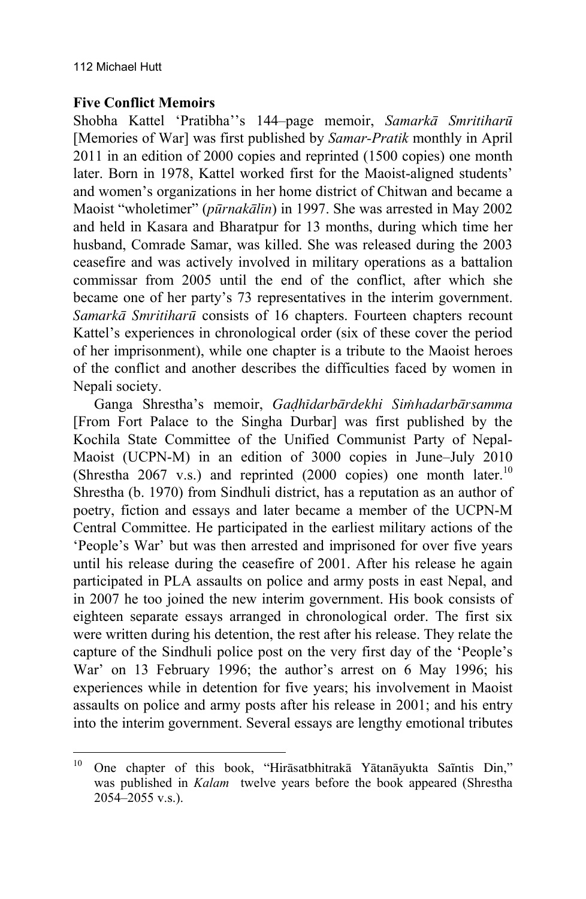**Five Conflict Memoirs**

Shobha Kattel 'Pratibha''s 144–page memoir, *Samarkā Smritiharū* [Memories of War] was first published by *Samar-Pratik* monthly in April 2011 in an edition of 2000 copies and reprinted (1500 copies) one month later. Born in 1978, Kattel worked first for the Maoist-aligned students' and women's organizations in her home district of Chitwan and became a Maoist "wholetimer" (*pūrnakālīn*) in 1997. She was arrested in May 2002 and held in Kasara and Bharatpur for 13 months, during which time her husband, Comrade Samar, was killed. She was released during the 2003 ceasefire and was actively involved in military operations as a battalion commissar from 2005 until the end of the conflict, after which she became one of her party's 73 representatives in the interim government. *Samarkā Smritiharū* consists of 16 chapters. Fourteen chapters recount Kattel's experiences in chronological order (six of these cover the period of her imprisonment), while one chapter is a tribute to the Maoist heroes of the conflict and another describes the difficulties faced by women in Nepali society.

Ganga Shrestha's memoir, *Gaḍhīdarbārdekhi Siṁhadarbārsamma* [From Fort Palace to the Singha Durbar] was first published by the Kochila State Committee of the Unified Communist Party of Nepal-Maoist (UCPN-M) in an edition of 3000 copies in June–July 2010 (Shrestha 2067 v.s.) and reprinted (2000 copies) one month later.[10] Shrestha (b. 1970) from Sindhuli district, has a reputation as an author of poetry, fiction and essays and later became a member of the UCPN-M Central Committee. He participated in the earliest military actions of the 'People's War' but was then arrested and imprisoned for over five years until his release during the ceasefire of 2001. After his release he again participated in PLA assaults on police and army posts in east Nepal, and in 2007 he too joined the new interim government. His book consists of eighteen separate essays arranged in chronological order. The first six were written during his detention, the rest after his release. They relate the capture of the Sindhuli police post on the very first day of the 'People's War' on 13 February 1996; the author's arrest on 6 May 1996; his experiences while in detention for five years; his involvement in Maoist assaults on police and army posts after his release in 2001; and his entry into the interim government. Several essays are lengthy emotional tributes

[10] One chapter of this book, "Hirāsatbhitrakā Yātanāyukta Saĩntis Din," was published in *Kalam* twelve years before the book appeared (Shrestha 2054–2055 v.s.).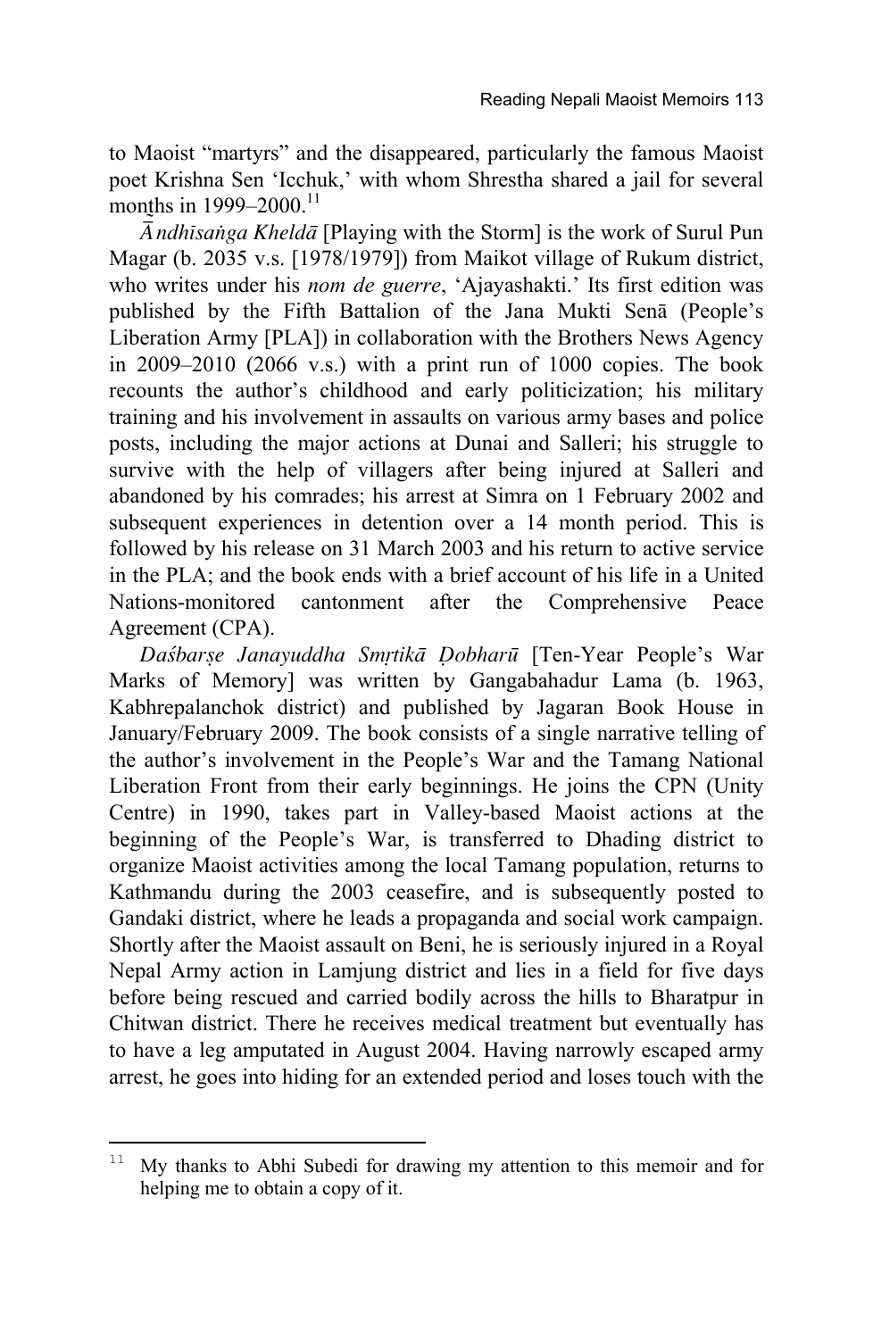to Maoist "martyrs" and the disappeared, particularly the famous Maoist poet Krishna Sen 'Icchuk,' with whom Shrestha shared a jail for several months in 1999–2000.[11]

*Āndhīsaṅga Kheldā* [Playing with the Storm] is the work of Surul Pun Magar (b. 2035 v.s. [1978/1979]) from Maikot village of Rukum district, who writes under his *nom de guerre*, 'Ajayashakti.' Its first edition was published by the Fifth Battalion of the Jana Mukti Senā (People's Liberation Army [PLA]) in collaboration with the Brothers News Agency in 2009–2010 (2066 v.s.) with a print run of 1000 copies. The book recounts the author's childhood and early politicization; his military training and his involvement in assaults on various army bases and police posts, including the major actions at Dunai and Salleri; his struggle to survive with the help of villagers after being injured at Salleri and abandoned by his comrades; his arrest at Simra on 1 February 2002 and subsequent experiences in detention over a 14 month period. This is followed by his release on 31 March 2003 and his return to active service in the PLA; and the book ends with a brief account of his life in a United Nations-monitored cantonment after the Comprehensive Peace Agreement (CPA).

*Daśbarṣe Janayuddha Smṛtikā Ḍobharū* [Ten-Year People's War Marks of Memory] was written by Gangabahadur Lama (b. 1963, Kabhrepalanchok district) and published by Jagaran Book House in January/February 2009. The book consists of a single narrative telling of the author's involvement in the People's War and the Tamang National Liberation Front from their early beginnings. He joins the CPN (Unity Centre) in 1990, takes part in Valley-based Maoist actions at the beginning of the People's War, is transferred to Dhading district to organize Maoist activities among the local Tamang population, returns to Kathmandu during the 2003 ceasefire, and is subsequently posted to Gandaki district, where he leads a propaganda and social work campaign. Shortly after the Maoist assault on Beni, he is seriously injured in a Royal Nepal Army action in Lamjung district and lies in a field for five days before being rescued and carried bodily across the hills to Bharatpur in Chitwan district. There he receives medical treatment but eventually has to have a leg amputated in August 2004. Having narrowly escaped army arrest, he goes into hiding for an extended period and loses touch with the

[11] My thanks to Abhi Subedi for drawing my attention to this memoir and for helping me to obtain a copy of it.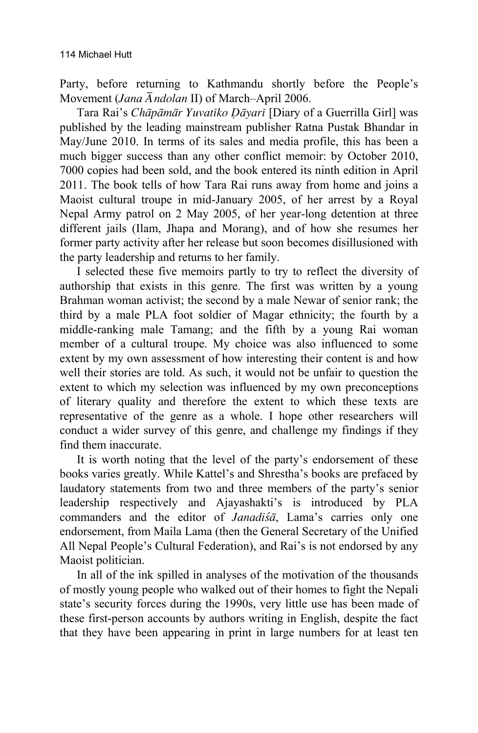Party, before returning to Kathmandu shortly before the People's Movement (*Jana Āndolan* II) of March–April 2006.

Tara Rai's *Chāpāmār Yuvatīko Ḍāyarī* [Diary of a Guerrilla Girl] was published by the leading mainstream publisher Ratna Pustak Bhandar in May/June 2010. In terms of its sales and media profile, this has been a much bigger success than any other conflict memoir: by October 2010, 7000 copies had been sold, and the book entered its ninth edition in April 2011. The book tells of how Tara Rai runs away from home and joins a Maoist cultural troupe in mid-January 2005, of her arrest by a Royal Nepal Army patrol on 2 May 2005, of her year-long detention at three different jails (Ilam, Jhapa and Morang), and of how she resumes her former party activity after her release but soon becomes disillusioned with the party leadership and returns to her family.

I selected these five memoirs partly to try to reflect the diversity of authorship that exists in this genre. The first was written by a young Brahman woman activist; the second by a male Newar of senior rank; the third by a male PLA foot soldier of Magar ethnicity; the fourth by a middle-ranking male Tamang; and the fifth by a young Rai woman member of a cultural troupe. My choice was also influenced to some extent by my own assessment of how interesting their content is and how well their stories are told. As such, it would not be unfair to question the extent to which my selection was influenced by my own preconceptions of literary quality and therefore the extent to which these texts are representative of the genre as a whole. I hope other researchers will conduct a wider survey of this genre, and challenge my findings if they find them inaccurate.

It is worth noting that the level of the party's endorsement of these books varies greatly. While Kattel's and Shrestha's books are prefaced by laudatory statements from two and three members of the party's senior leadership respectively and Ajayashakti's is introduced by PLA commanders and the editor of *Janadiśā*, Lama's carries only one endorsement, from Maila Lama (then the General Secretary of the Unified All Nepal People's Cultural Federation), and Rai's is not endorsed by any Maoist politician.

In all of the ink spilled in analyses of the motivation of the thousands of mostly young people who walked out of their homes to fight the Nepali state's security forces during the 1990s, very little use has been made of these first-person accounts by authors writing in English, despite the fact that they have been appearing in print in large numbers for at least ten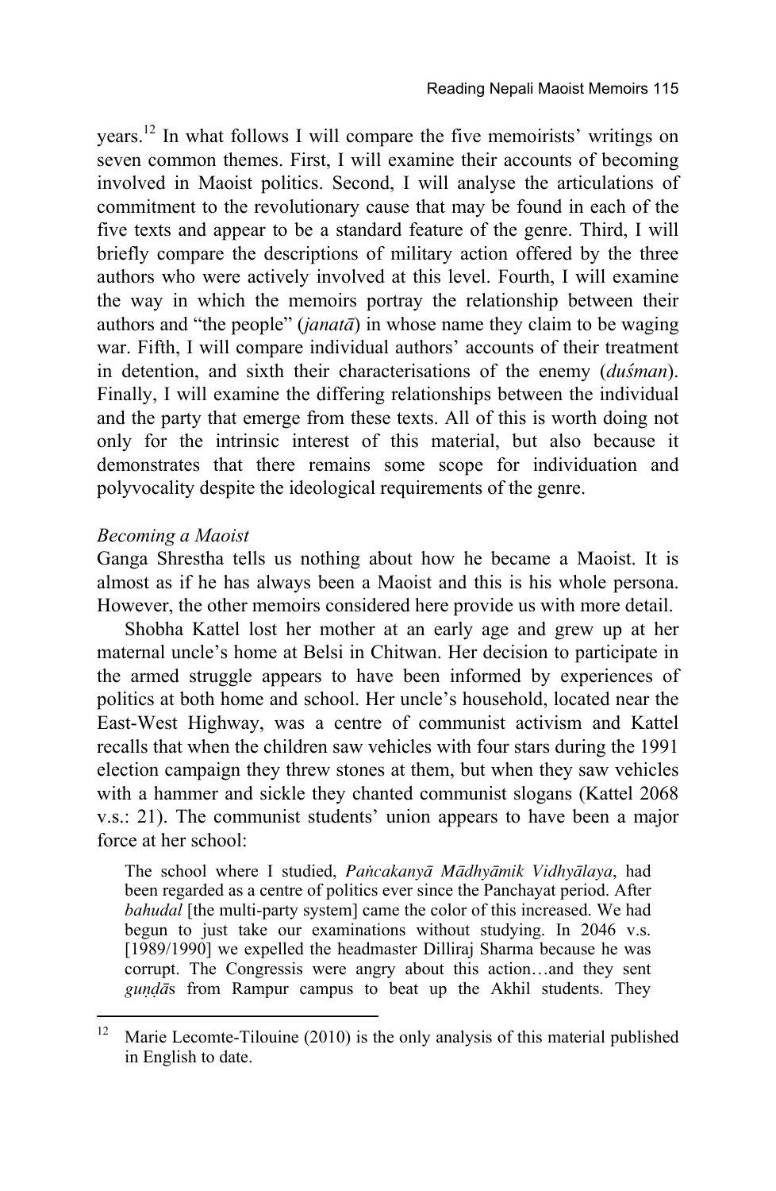years.[12] In what follows I will compare the five memoirists' writings on seven common themes. First, I will examine their accounts of becoming involved in Maoist politics. Second, I will analyse the articulations of commitment to the revolutionary cause that may be found in each of the five texts and appear to be a standard feature of the genre. Third, I will briefly compare the descriptions of military action offered by the three authors who were actively involved at this level. Fourth, I will examine the way in which the memoirs portray the relationship between their authors and "the people" (*janatā*) in whose name they claim to be waging war. Fifth, I will compare individual authors' accounts of their treatment in detention, and sixth their characterisations of the enemy (*duśman*). Finally, I will examine the differing relationships between the individual and the party that emerge from these texts. All of this is worth doing not only for the intrinsic interest of this material, but also because it demonstrates that there remains some scope for individuation and polyvocality despite the ideological requirements of the genre.

*Becoming a Maoist*

Ganga Shrestha tells us nothing about how he became a Maoist. It is almost as if he has always been a Maoist and this is his whole persona. However, the other memoirs considered here provide us with more detail.

Shobha Kattel lost her mother at an early age and grew up at her maternal uncle's home at Belsi in Chitwan. Her decision to participate in the armed struggle appears to have been informed by experiences of politics at both home and school. Her uncle's household, located near the East-West Highway, was a centre of communist activism and Kattel recalls that when the children saw vehicles with four stars during the 1991 election campaign they threw stones at them, but when they saw vehicles with a hammer and sickle they chanted communist slogans (Kattel 2068 v.s.: 21). The communist students' union appears to have been a major force at her school:

> The school where I studied, *Paṅcakanyā Mādhyāmik Vidhyālaya*, had been regarded as a centre of politics ever since the Panchayat period. After *bahudal* [the multi-party system] came the color of this increased. We had begun to just take our examinations without studying. In 2046 v.s. [1989/1990] we expelled the headmaster Dilliraj Sharma because he was corrupt. The Congressis were angry about this action…and they sent *guṇḍā*s from Rampur campus to beat up the Akhil students. They

[12] Marie Lecomte-Tilouine (2010) is the only analysis of this material published in English to date.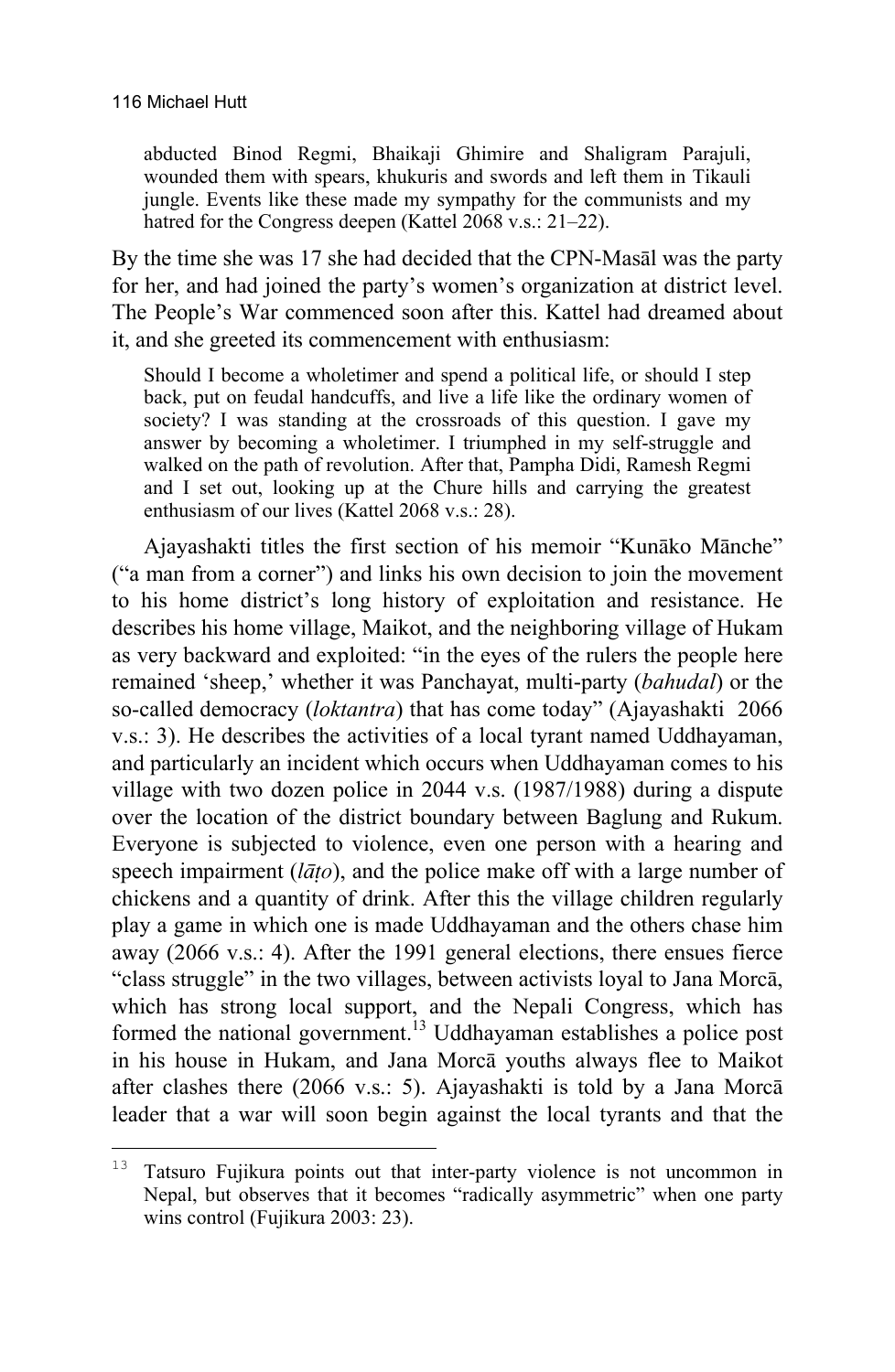> abducted Binod Regmi, Bhaikaji Ghimire and Shaligram Parajuli, wounded them with spears, khukuris and swords and left them in Tikauli jungle. Events like these made my sympathy for the communists and my hatred for the Congress deepen (Kattel 2068 v.s.: 21–22).

By the time she was 17 she had decided that the CPN-Masāl was the party for her, and had joined the party's women's organization at district level. The People's War commenced soon after this. Kattel had dreamed about it, and she greeted its commencement with enthusiasm:

> Should I become a wholetimer and spend a political life, or should I step back, put on feudal handcuffs, and live a life like the ordinary women of society? I was standing at the crossroads of this question. I gave my answer by becoming a wholetimer. I triumphed in my self-struggle and walked on the path of revolution. After that, Pampha Didi, Ramesh Regmi and I set out, looking up at the Chure hills and carrying the greatest enthusiasm of our lives (Kattel 2068 v.s.: 28).

Ajayashakti titles the first section of his memoir "Kunāko Mānche" ("a man from a corner") and links his own decision to join the movement to his home district's long history of exploitation and resistance. He describes his home village, Maikot, and the neighboring village of Hukam as very backward and exploited: "in the eyes of the rulers the people here remained 'sheep,' whether it was Panchayat, multi-party (*bahudal*) or the so-called democracy (*loktantra*) that has come today" (Ajayashakti 2066 v.s.: 3). He describes the activities of a local tyrant named Uddhayaman, and particularly an incident which occurs when Uddhayaman comes to his village with two dozen police in 2044 v.s. (1987/1988) during a dispute over the location of the district boundary between Baglung and Rukum. Everyone is subjected to violence, even one person with a hearing and speech impairment (*lāṭo*), and the police make off with a large number of chickens and a quantity of drink. After this the village children regularly play a game in which one is made Uddhayaman and the others chase him away (2066 v.s.: 4). After the 1991 general elections, there ensues fierce "class struggle" in the two villages, between activists loyal to Jana Morcā, which has strong local support, and the Nepali Congress, which has formed the national government.[13] Uddhayaman establishes a police post in his house in Hukam, and Jana Morcā youths always flee to Maikot after clashes there (2066 v.s.: 5). Ajayashakti is told by a Jana Morcā leader that a war will soon begin against the local tyrants and that the

---

[13] Tatsuro Fujikura points out that inter-party violence is not uncommon in Nepal, but observes that it becomes "radically asymmetric" when one party wins control (Fujikura 2003: 23).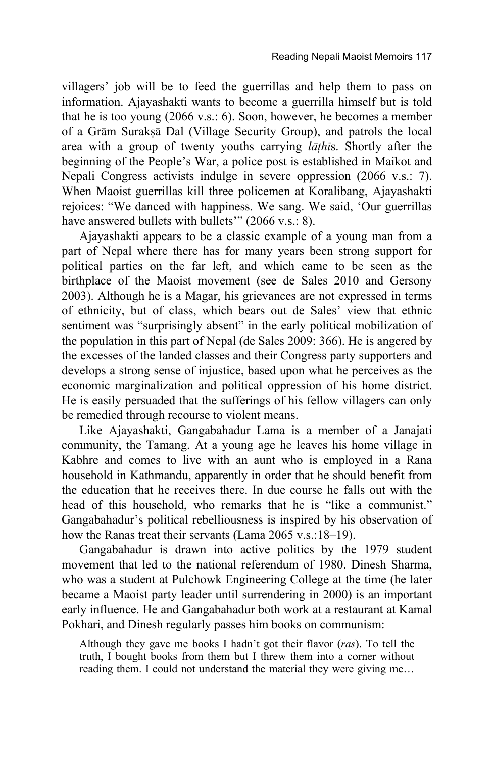villagers' job will be to feed the guerrillas and help them to pass on information. Ajayashakti wants to become a guerrilla himself but is told that he is too young (2066 v.s.: 6). Soon, however, he becomes a member of a Grām Surakṣā Dal (Village Security Group), and patrols the local area with a group of twenty youths carrying *lāṭhī*s. Shortly after the beginning of the People's War, a police post is established in Maikot and Nepali Congress activists indulge in severe oppression (2066 v.s.: 7). When Maoist guerrillas kill three policemen at Koralibang, Ajayashakti rejoices: "We danced with happiness. We sang. We said, 'Our guerrillas have answered bullets with bullets'" (2066 v.s.: 8).

Ajayashakti appears to be a classic example of a young man from a part of Nepal where there has for many years been strong support for political parties on the far left, and which came to be seen as the birthplace of the Maoist movement (see de Sales 2010 and Gersony 2003). Although he is a Magar, his grievances are not expressed in terms of ethnicity, but of class, which bears out de Sales' view that ethnic sentiment was "surprisingly absent" in the early political mobilization of the population in this part of Nepal (de Sales 2009: 366). He is angered by the excesses of the landed classes and their Congress party supporters and develops a strong sense of injustice, based upon what he perceives as the economic marginalization and political oppression of his home district. He is easily persuaded that the sufferings of his fellow villagers can only be remedied through recourse to violent means.

Like Ajayashakti, Gangabahadur Lama is a member of a Janajati community, the Tamang. At a young age he leaves his home village in Kabhre and comes to live with an aunt who is employed in a Rana household in Kathmandu, apparently in order that he should benefit from the education that he receives there. In due course he falls out with the head of this household, who remarks that he is "like a communist." Gangabahadur's political rebelliousness is inspired by his observation of how the Ranas treat their servants (Lama 2065 v.s.:18–19).

Gangabahadur is drawn into active politics by the 1979 student movement that led to the national referendum of 1980. Dinesh Sharma, who was a student at Pulchowk Engineering College at the time (he later became a Maoist party leader until surrendering in 2000) is an important early influence. He and Gangabahadur both work at a restaurant at Kamal Pokhari, and Dinesh regularly passes him books on communism:

> Although they gave me books I hadn't got their flavor (*ras*). To tell the truth, I bought books from them but I threw them into a corner without reading them. I could not understand the material they were giving me…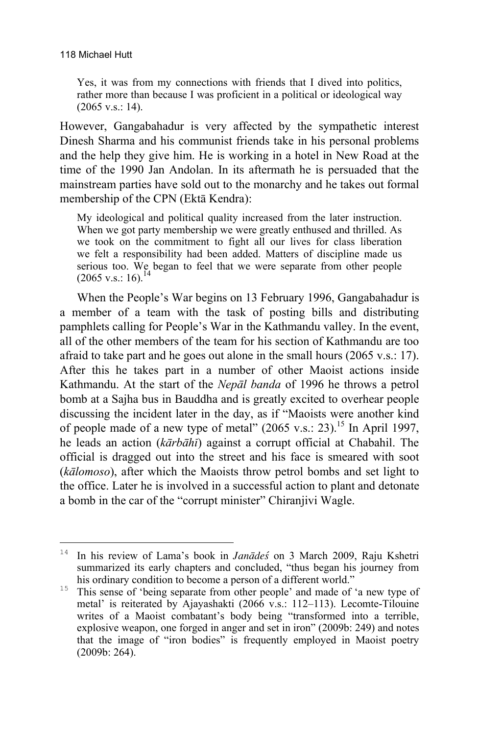> Yes, it was from my connections with friends that I dived into politics, rather more than because I was proficient in a political or ideological way (2065 v.s.: 14).

However, Gangabahadur is very affected by the sympathetic interest Dinesh Sharma and his communist friends take in his personal problems and the help they give him. He is working in a hotel in New Road at the time of the 1990 Jan Andolan. In its aftermath he is persuaded that the mainstream parties have sold out to the monarchy and he takes out formal membership of the CPN (Ektā Kendra):

> My ideological and political quality increased from the later instruction. When we got party membership we were greatly enthused and thrilled. As we took on the commitment to fight all our lives for class liberation we felt a responsibility had been added. Matters of discipline made us serious too. We began to feel that we were separate from other people (2065 v.s.: 16).[14]

When the People's War begins on 13 February 1996, Gangabahadur is a member of a team with the task of posting bills and distributing pamphlets calling for People's War in the Kathmandu valley. In the event, all of the other members of the team for his section of Kathmandu are too afraid to take part and he goes out alone in the small hours (2065 v.s.: 17). After this he takes part in a number of other Maoist actions inside Kathmandu. At the start of the *Nepāl banda* of 1996 he throws a petrol bomb at a Sajha bus in Bauddha and is greatly excited to overhear people discussing the incident later in the day, as if "Maoists were another kind of people made of a new type of metal" (2065 v.s.: 23).[15] In April 1997, he leads an action (*kārbāhī*) against a corrupt official at Chabahil. The official is dragged out into the street and his face is smeared with soot (*kālomoso*), after which the Maoists throw petrol bombs and set light to the office. Later he is involved in a successful action to plant and detonate a bomb in the car of the "corrupt minister" Chiranjivi Wagle.

---

[14] In his review of Lama's book in *Janādeś* on 3 March 2009, Raju Kshetri summarized its early chapters and concluded, "thus began his journey from his ordinary condition to become a person of a different world."

[15] This sense of 'being separate from other people' and made of 'a new type of metal' is reiterated by Ajayashakti (2066 v.s.: 112–113). Lecomte-Tilouine writes of a Maoist combatant's body being "transformed into a terrible, explosive weapon, one forged in anger and set in iron" (2009b: 249) and notes that the image of "iron bodies" is frequently employed in Maoist poetry (2009b: 264).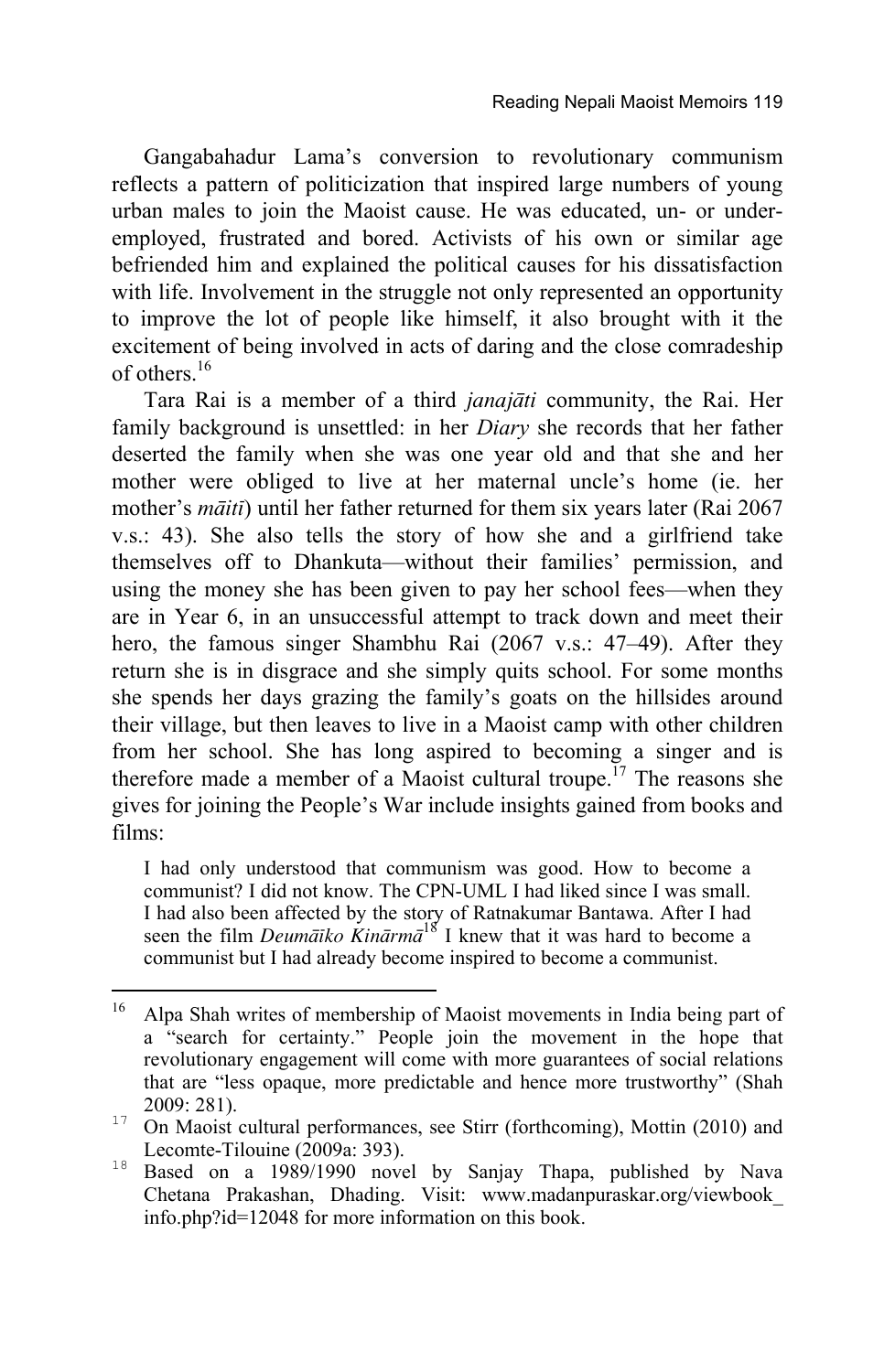Gangabahadur Lama's conversion to revolutionary communism reflects a pattern of politicization that inspired large numbers of young urban males to join the Maoist cause. He was educated, un- or under-employed, frustrated and bored. Activists of his own or similar age befriended him and explained the political causes for his dissatisfaction with life. Involvement in the struggle not only represented an opportunity to improve the lot of people like himself, it also brought with it the excitement of being involved in acts of daring and the close comradeship of others.[16]

Tara Rai is a member of a third *janajāti* community, the Rai. Her family background is unsettled: in her *Diary* she records that her father deserted the family when she was one year old and that she and her mother were obliged to live at her maternal uncle's home (ie. her mother's *māitī*) until her father returned for them six years later (Rai 2067 v.s.: 43). She also tells the story of how she and a girlfriend take themselves off to Dhankuta—without their families' permission, and using the money she has been given to pay her school fees—when they are in Year 6, in an unsuccessful attempt to track down and meet their hero, the famous singer Shambhu Rai (2067 v.s.: 47–49). After they return she is in disgrace and she simply quits school. For some months she spends her days grazing the family's goats on the hillsides around their village, but then leaves to live in a Maoist camp with other children from her school. She has long aspired to becoming a singer and is therefore made a member of a Maoist cultural troupe.[17] The reasons she gives for joining the People's War include insights gained from books and films:

> I had only understood that communism was good. How to become a communist? I did not know. The CPN-UML I had liked since I was small. I had also been affected by the story of Ratnakumar Bantawa. After I had seen the film *Deumāīko Kinārmā*[18] I knew that it was hard to become a communist but I had already become inspired to become a communist.

---

[16] Alpa Shah writes of membership of Maoist movements in India being part of a "search for certainty." People join the movement in the hope that revolutionary engagement will come with more guarantees of social relations that are "less opaque, more predictable and hence more trustworthy" (Shah 2009: 281).

[17] On Maoist cultural performances, see Stirr (forthcoming), Mottin (2010) and Lecomte-Tilouine (2009a: 393).

[18] Based on a 1989/1990 novel by Sanjay Thapa, published by Nava Chetana Prakashan, Dhading. Visit: www.madanpuraskar.org/viewbook_info.php?id=12048 for more information on this book.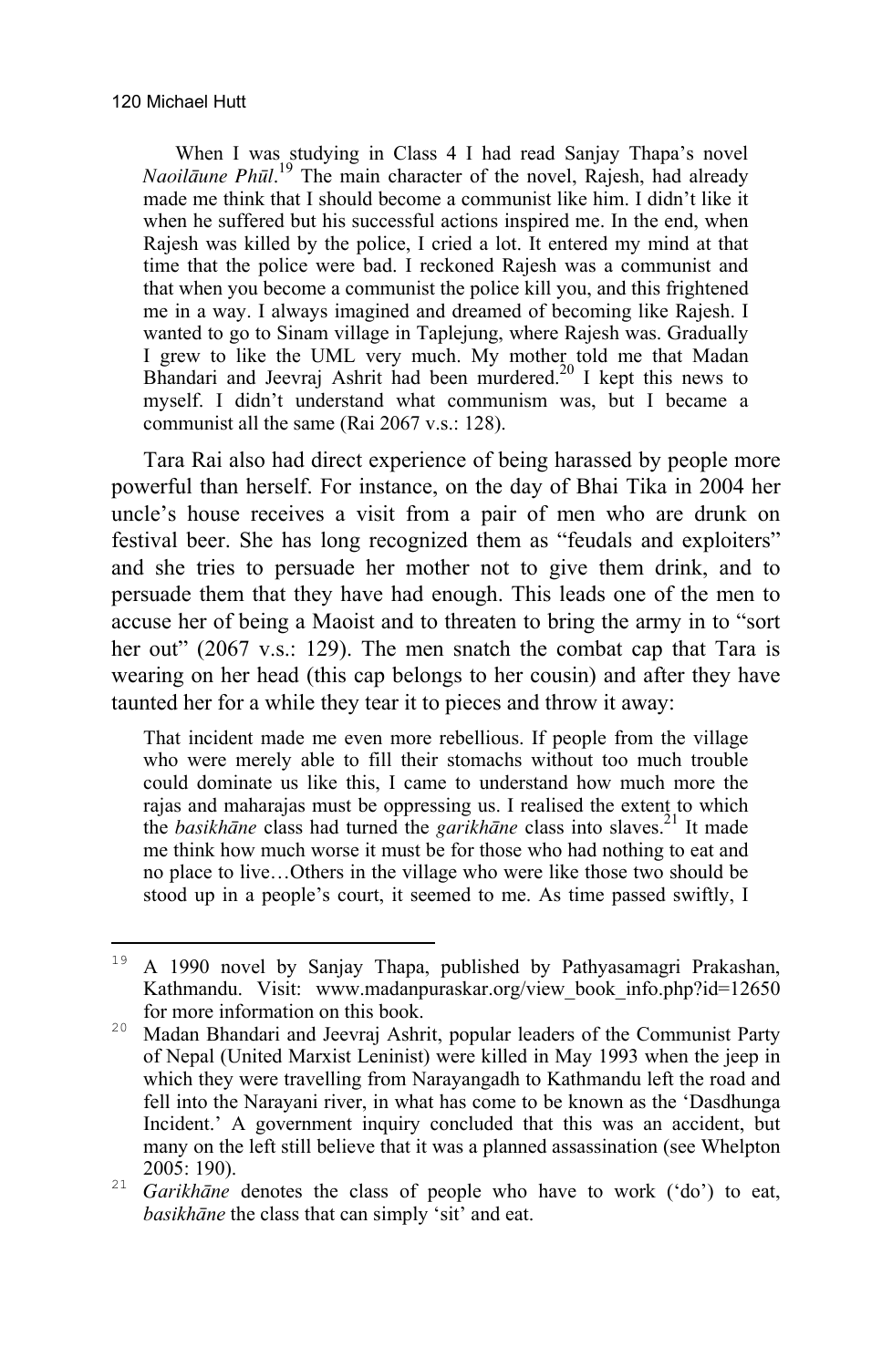> When I was studying in Class 4 I had read Sanjay Thapa's novel *Naoilāune Phūl*.[19] The main character of the novel, Rajesh, had already made me think that I should become a communist like him. I didn't like it when he suffered but his successful actions inspired me. In the end, when Rajesh was killed by the police, I cried a lot. It entered my mind at that time that the police were bad. I reckoned Rajesh was a communist and that when you become a communist the police kill you, and this frightened me in a way. I always imagined and dreamed of becoming like Rajesh. I wanted to go to Sinam village in Taplejung, where Rajesh was. Gradually I grew to like the UML very much. My mother told me that Madan Bhandari and Jeevraj Ashrit had been murdered.[20] I kept this news to myself. I didn't understand what communism was, but I became a communist all the same (Rai 2067 v.s.: 128).

Tara Rai also had direct experience of being harassed by people more powerful than herself. For instance, on the day of Bhai Tika in 2004 her uncle's house receives a visit from a pair of men who are drunk on festival beer. She has long recognized them as "feudals and exploiters" and she tries to persuade her mother not to give them drink, and to persuade them that they have had enough. This leads one of the men to accuse her of being a Maoist and to threaten to bring the army in to "sort her out" (2067 v.s.: 129). The men snatch the combat cap that Tara is wearing on her head (this cap belongs to her cousin) and after they have taunted her for a while they tear it to pieces and throw it away:

> That incident made me even more rebellious. If people from the village who were merely able to fill their stomachs without too much trouble could dominate us like this, I came to understand how much more the rajas and maharajas must be oppressing us. I realised the extent to which the *basikhāne* class had turned the *garikhāne* class into slaves.[21] It made me think how much worse it must be for those who had nothing to eat and no place to live…Others in the village who were like those two should be stood up in a people's court, it seemed to me. As time passed swiftly, I

---

[19] A 1990 novel by Sanjay Thapa, published by Pathyasamagri Prakashan, Kathmandu. Visit: www.madanpuraskar.org/view_book_info.php?id=12650 for more information on this book.

[20] Madan Bhandari and Jeevraj Ashrit, popular leaders of the Communist Party of Nepal (United Marxist Leninist) were killed in May 1993 when the jeep in which they were travelling from Narayangadh to Kathmandu left the road and fell into the Narayani river, in what has come to be known as the 'Dasdhunga Incident.' A government inquiry concluded that this was an accident, but many on the left still believe that it was a planned assassination (see Whelpton 2005: 190).

[21] *Garikhāne* denotes the class of people who have to work ('do') to eat, *basikhāne* the class that can simply 'sit' and eat.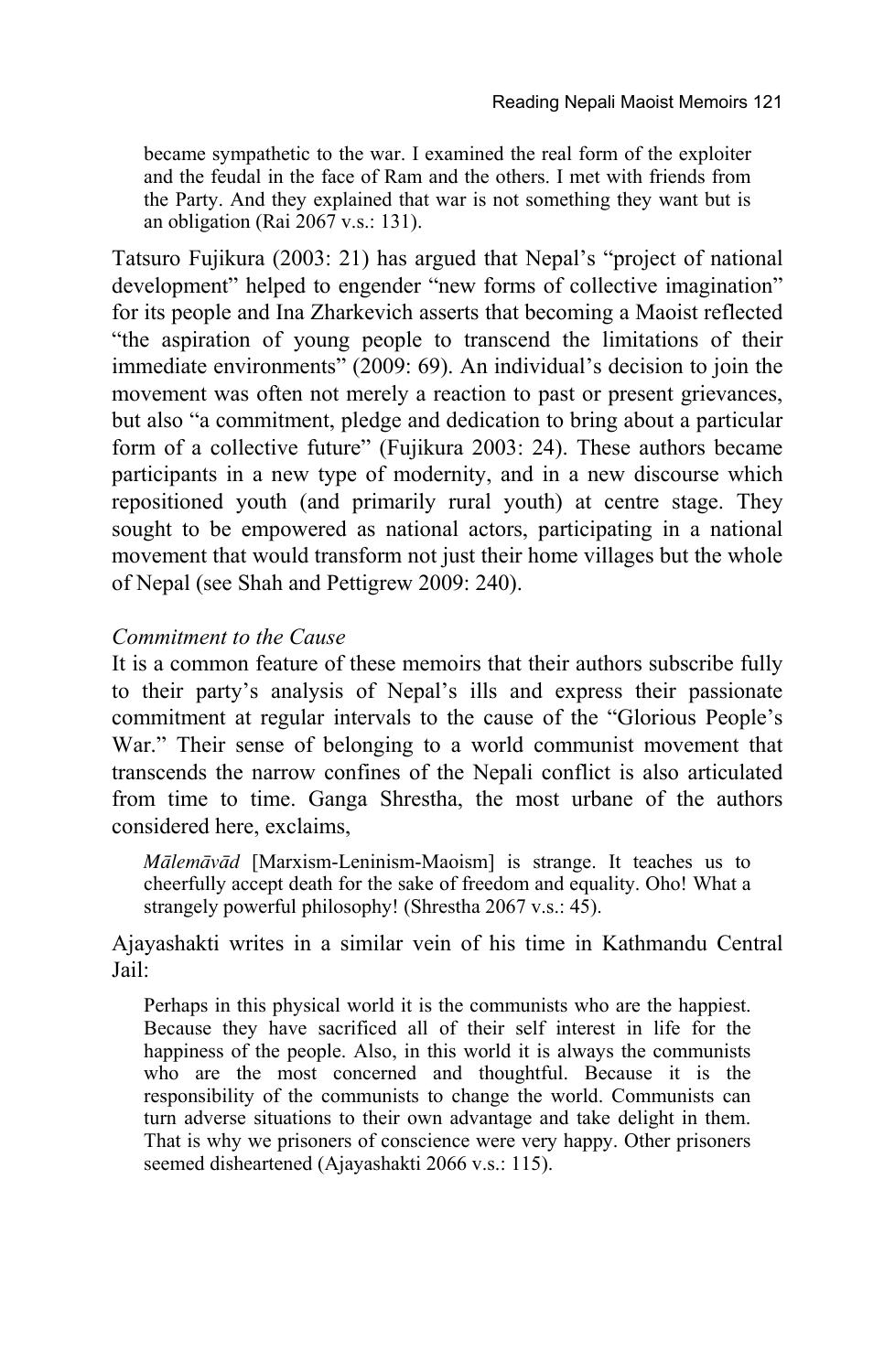> became sympathetic to the war. I examined the real form of the exploiter and the feudal in the face of Ram and the others. I met with friends from the Party. And they explained that war is not something they want but is an obligation (Rai 2067 v.s.: 131).

Tatsuro Fujikura (2003: 21) has argued that Nepal's "project of national development" helped to engender "new forms of collective imagination" for its people and Ina Zharkevich asserts that becoming a Maoist reflected "the aspiration of young people to transcend the limitations of their immediate environments" (2009: 69). An individual's decision to join the movement was often not merely a reaction to past or present grievances, but also "a commitment, pledge and dedication to bring about a particular form of a collective future" (Fujikura 2003: 24). These authors became participants in a new type of modernity, and in a new discourse which repositioned youth (and primarily rural youth) at centre stage. They sought to be empowered as national actors, participating in a national movement that would transform not just their home villages but the whole of Nepal (see Shah and Pettigrew 2009: 240).

### *Commitment to the Cause*

It is a common feature of these memoirs that their authors subscribe fully to their party's analysis of Nepal's ills and express their passionate commitment at regular intervals to the cause of the "Glorious People's War." Their sense of belonging to a world communist movement that transcends the narrow confines of the Nepali conflict is also articulated from time to time. Ganga Shrestha, the most urbane of the authors considered here, exclaims,

> *Mālemāvād* [Marxism-Leninism-Maoism] is strange. It teaches us to cheerfully accept death for the sake of freedom and equality. Oho! What a strangely powerful philosophy! (Shrestha 2067 v.s.: 45).

Ajayashakti writes in a similar vein of his time in Kathmandu Central Jail:

> Perhaps in this physical world it is the communists who are the happiest. Because they have sacrificed all of their self interest in life for the happiness of the people. Also, in this world it is always the communists who are the most concerned and thoughtful. Because it is the responsibility of the communists to change the world. Communists can turn adverse situations to their own advantage and take delight in them. That is why we prisoners of conscience were very happy. Other prisoners seemed disheartened (Ajayashakti 2066 v.s.: 115).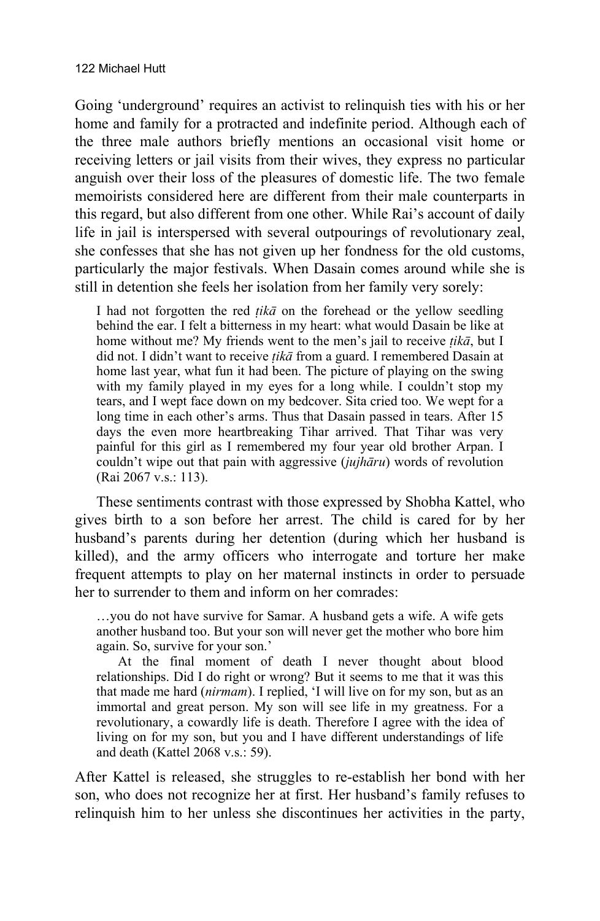Going 'underground' requires an activist to relinquish ties with his or her home and family for a protracted and indefinite period. Although each of the three male authors briefly mentions an occasional visit home or receiving letters or jail visits from their wives, they express no particular anguish over their loss of the pleasures of domestic life. The two female memoirists considered here are different from their male counterparts in this regard, but also different from one other. While Rai's account of daily life in jail is interspersed with several outpourings of revolutionary zeal, she confesses that she has not given up her fondness for the old customs, particularly the major festivals. When Dasain comes around while she is still in detention she feels her isolation from her family very sorely:

> I had not forgotten the red *ṭikā* on the forehead or the yellow seedling behind the ear. I felt a bitterness in my heart: what would Dasain be like at home without me? My friends went to the men's jail to receive *ṭikā*, but I did not. I didn't want to receive *ṭikā* from a guard. I remembered Dasain at home last year, what fun it had been. The picture of playing on the swing with my family played in my eyes for a long while. I couldn't stop my tears, and I wept face down on my bedcover. Sita cried too. We wept for a long time in each other's arms. Thus that Dasain passed in tears. After 15 days the even more heartbreaking Tihar arrived. That Tihar was very painful for this girl as I remembered my four year old brother Arpan. I couldn't wipe out that pain with aggressive (*jujhāru*) words of revolution (Rai 2067 v.s.: 113).

These sentiments contrast with those expressed by Shobha Kattel, who gives birth to a son before her arrest. The child is cared for by her husband's parents during her detention (during which her husband is killed), and the army officers who interrogate and torture her make frequent attempts to play on her maternal instincts in order to persuade her to surrender to them and inform on her comrades:

> …you do not have survive for Samar. A husband gets a wife. A wife gets another husband too. But your son will never get the mother who bore him again. So, survive for your son.'
>
> At the final moment of death I never thought about blood relationships. Did I do right or wrong? But it seems to me that it was this that made me hard (*nirmam*). I replied, 'I will live on for my son, but as an immortal and great person. My son will see life in my greatness. For a revolutionary, a cowardly life is death. Therefore I agree with the idea of living on for my son, but you and I have different understandings of life and death (Kattel 2068 v.s.: 59).

After Kattel is released, she struggles to re-establish her bond with her son, who does not recognize her at first. Her husband's family refuses to relinquish him to her unless she discontinues her activities in the party,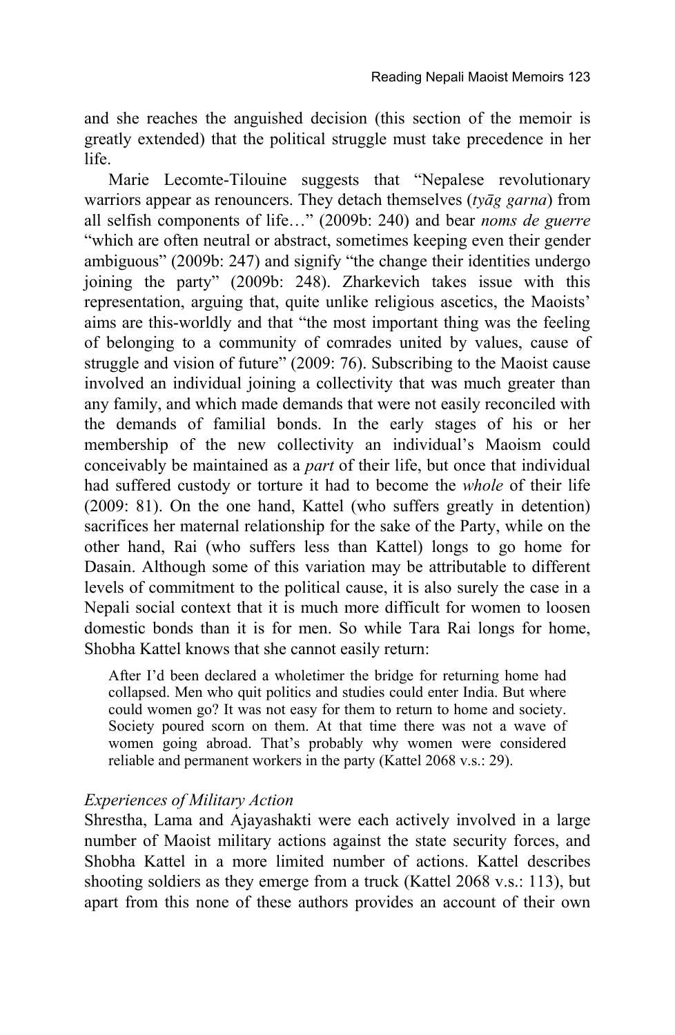and she reaches the anguished decision (this section of the memoir is greatly extended) that the political struggle must take precedence in her life.

Marie Lecomte-Tilouine suggests that "Nepalese revolutionary warriors appear as renouncers. They detach themselves (*tyāg garna*) from all selfish components of life…" (2009b: 240) and bear *noms de guerre* "which are often neutral or abstract, sometimes keeping even their gender ambiguous" (2009b: 247) and signify "the change their identities undergo joining the party" (2009b: 248). Zharkevich takes issue with this representation, arguing that, quite unlike religious ascetics, the Maoists' aims are this-worldly and that "the most important thing was the feeling of belonging to a community of comrades united by values, cause of struggle and vision of future" (2009: 76). Subscribing to the Maoist cause involved an individual joining a collectivity that was much greater than any family, and which made demands that were not easily reconciled with the demands of familial bonds. In the early stages of his or her membership of the new collectivity an individual's Maoism could conceivably be maintained as a *part* of their life, but once that individual had suffered custody or torture it had to become the *whole* of their life (2009: 81). On the one hand, Kattel (who suffers greatly in detention) sacrifices her maternal relationship for the sake of the Party, while on the other hand, Rai (who suffers less than Kattel) longs to go home for Dasain. Although some of this variation may be attributable to different levels of commitment to the political cause, it is also surely the case in a Nepali social context that it is much more difficult for women to loosen domestic bonds than it is for men. So while Tara Rai longs for home, Shobha Kattel knows that she cannot easily return:

> After I'd been declared a wholetimer the bridge for returning home had collapsed. Men who quit politics and studies could enter India. But where could women go? It was not easy for them to return to home and society. Society poured scorn on them. At that time there was not a wave of women going abroad. That's probably why women were considered reliable and permanent workers in the party (Kattel 2068 v.s.: 29).

### *Experiences of Military Action*

Shrestha, Lama and Ajayashakti were each actively involved in a large number of Maoist military actions against the state security forces, and Shobha Kattel in a more limited number of actions. Kattel describes shooting soldiers as they emerge from a truck (Kattel 2068 v.s.: 113), but apart from this none of these authors provides an account of their own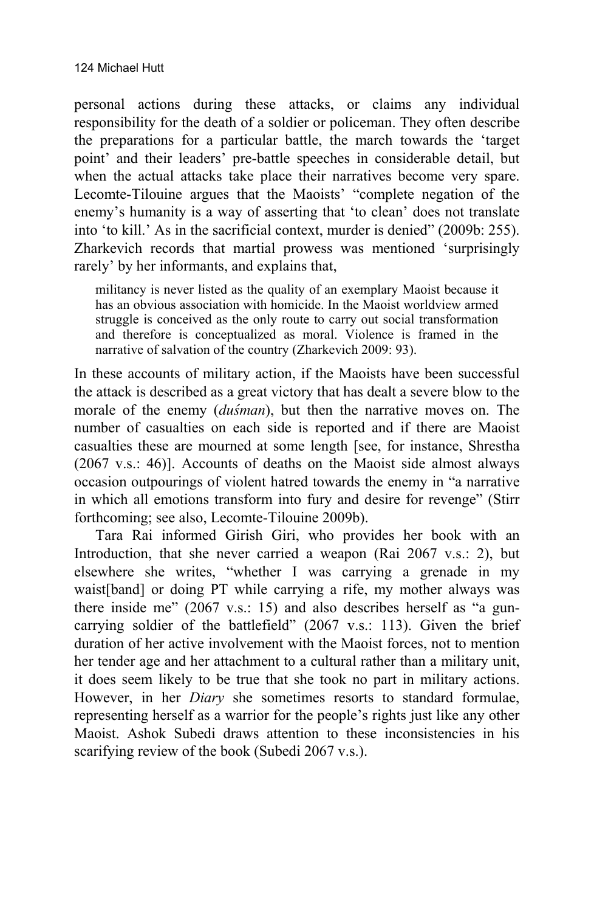personal actions during these attacks, or claims any individual responsibility for the death of a soldier or policeman. They often describe the preparations for a particular battle, the march towards the 'target point' and their leaders' pre-battle speeches in considerable detail, but when the actual attacks take place their narratives become very spare. Lecomte-Tilouine argues that the Maoists' "complete negation of the enemy's humanity is a way of asserting that 'to clean' does not translate into 'to kill.' As in the sacrificial context, murder is denied" (2009b: 255). Zharkevich records that martial prowess was mentioned 'surprisingly rarely' by her informants, and explains that,

> militancy is never listed as the quality of an exemplary Maoist because it has an obvious association with homicide. In the Maoist worldview armed struggle is conceived as the only route to carry out social transformation and therefore is conceptualized as moral. Violence is framed in the narrative of salvation of the country (Zharkevich 2009: 93).

In these accounts of military action, if the Maoists have been successful the attack is described as a great victory that has dealt a severe blow to the morale of the enemy (*duśman*), but then the narrative moves on. The number of casualties on each side is reported and if there are Maoist casualties these are mourned at some length [see, for instance, Shrestha (2067 v.s.: 46)]. Accounts of deaths on the Maoist side almost always occasion outpourings of violent hatred towards the enemy in "a narrative in which all emotions transform into fury and desire for revenge" (Stirr forthcoming; see also, Lecomte-Tilouine 2009b).

Tara Rai informed Girish Giri, who provides her book with an Introduction, that she never carried a weapon (Rai 2067 v.s.: 2), but elsewhere she writes, "whether I was carrying a grenade in my waist[band] or doing PT while carrying a rifle, my mother always was there inside me" (2067 v.s.: 15) and also describes herself as "a gun-carrying soldier of the battlefield" (2067 v.s.: 113). Given the brief duration of her active involvement with the Maoist forces, not to mention her tender age and her attachment to a cultural rather than a military unit, it does seem likely to be true that she took no part in military actions. However, in her *Diary* she sometimes resorts to standard formulae, representing herself as a warrior for the people's rights just like any other Maoist. Ashok Subedi draws attention to these inconsistencies in his scarifying review of the book (Subedi 2067 v.s.).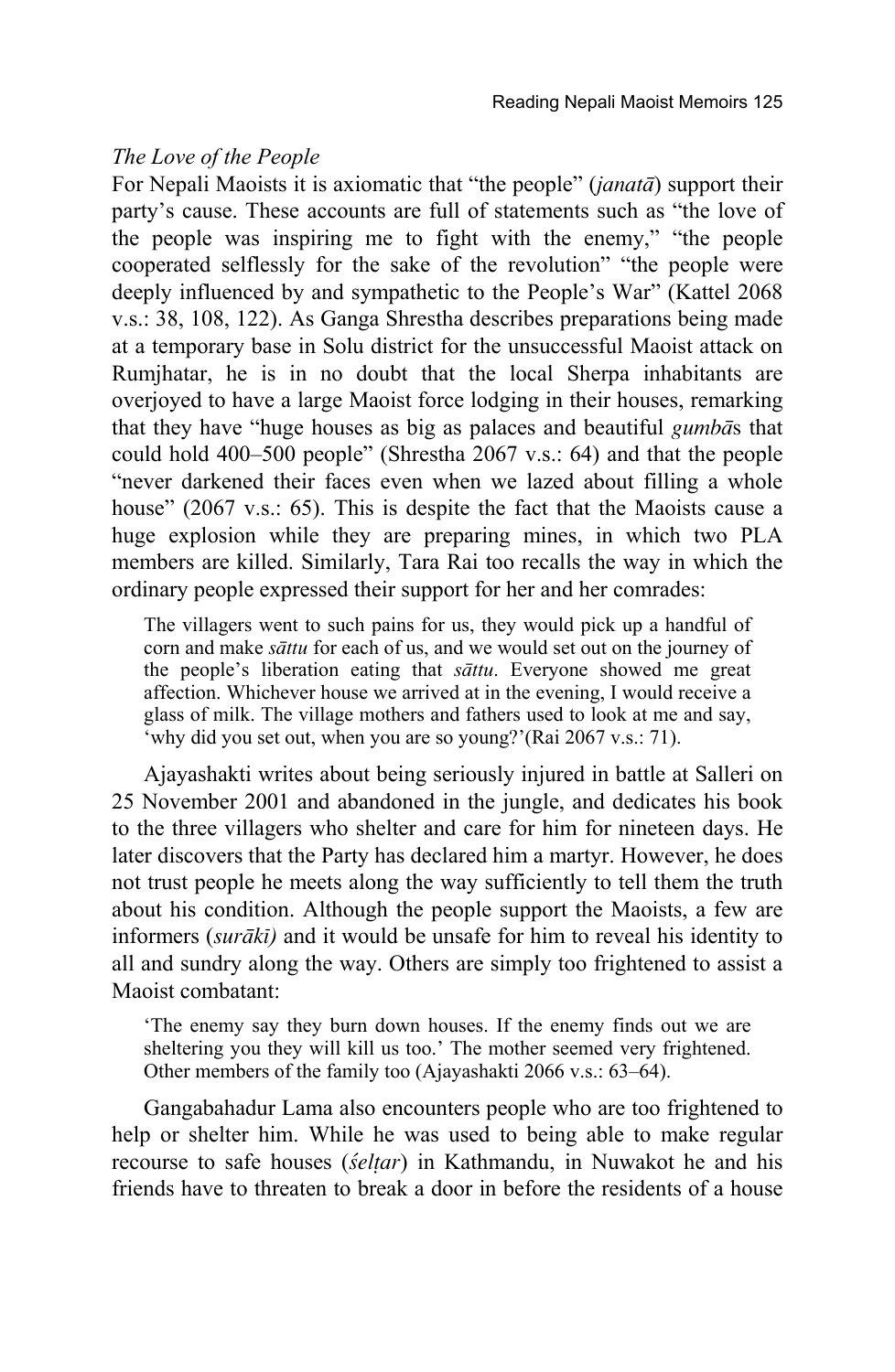### *The Love of the People*

For Nepali Maoists it is axiomatic that "the people" (*janatā*) support their party's cause. These accounts are full of statements such as "the love of the people was inspiring me to fight with the enemy," "the people cooperated selflessly for the sake of the revolution" "the people were deeply influenced by and sympathetic to the People's War" (Kattel 2068 v.s.: 38, 108, 122). As Ganga Shrestha describes preparations being made at a temporary base in Solu district for the unsuccessful Maoist attack on Rumjhatar, he is in no doubt that the local Sherpa inhabitants are overjoyed to have a large Maoist force lodging in their houses, remarking that they have "huge houses as big as palaces and beautiful *gumbā*s that could hold 400–500 people" (Shrestha 2067 v.s.: 64) and that the people "never darkened their faces even when we lazed about filling a whole house" (2067 v.s.: 65). This is despite the fact that the Maoists cause a huge explosion while they are preparing mines, in which two PLA members are killed. Similarly, Tara Rai too recalls the way in which the ordinary people expressed their support for her and her comrades:

> The villagers went to such pains for us, they would pick up a handful of corn and make *sāttu* for each of us, and we would set out on the journey of the people's liberation eating that *sāttu*. Everyone showed me great affection. Whichever house we arrived at in the evening, I would receive a glass of milk. The village mothers and fathers used to look at me and say, 'why did you set out, when you are so young?'(Rai 2067 v.s.: 71).

Ajayashakti writes about being seriously injured in battle at Salleri on 25 November 2001 and abandoned in the jungle, and dedicates his book to the three villagers who shelter and care for him for nineteen days. He later discovers that the Party has declared him a martyr. However, he does not trust people he meets along the way sufficiently to tell them the truth about his condition. Although the people support the Maoists, a few are informers (*surākī)* and it would be unsafe for him to reveal his identity to all and sundry along the way. Others are simply too frightened to assist a Maoist combatant:

> 'The enemy say they burn down houses. If the enemy finds out we are sheltering you they will kill us too.' The mother seemed very frightened. Other members of the family too (Ajayashakti 2066 v.s.: 63–64).

Gangabahadur Lama also encounters people who are too frightened to help or shelter him. While he was used to being able to make regular recourse to safe houses (*śelṭar*) in Kathmandu, in Nuwakot he and his friends have to threaten to break a door in before the residents of a house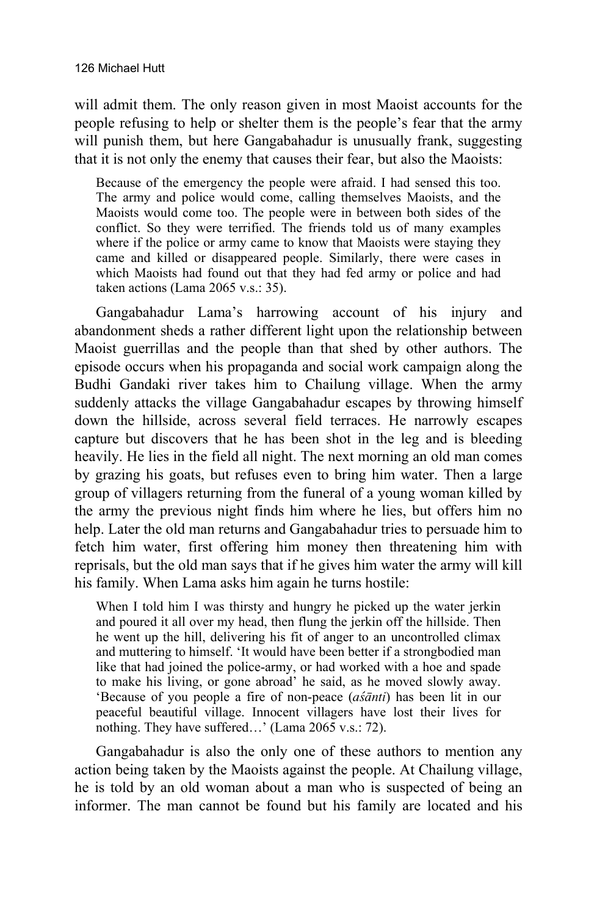will admit them. The only reason given in most Maoist accounts for the people refusing to help or shelter them is the people's fear that the army will punish them, but here Gangabahadur is unusually frank, suggesting that it is not only the enemy that causes their fear, but also the Maoists:

> Because of the emergency the people were afraid. I had sensed this too. The army and police would come, calling themselves Maoists, and the Maoists would come too. The people were in between both sides of the conflict. So they were terrified. The friends told us of many examples where if the police or army came to know that Maoists were staying they came and killed or disappeared people. Similarly, there were cases in which Maoists had found out that they had fed army or police and had taken actions (Lama 2065 v.s.: 35).

Gangabahadur Lama's harrowing account of his injury and abandonment sheds a rather different light upon the relationship between Maoist guerrillas and the people than that shed by other authors. The episode occurs when his propaganda and social work campaign along the Budhi Gandaki river takes him to Chailung village. When the army suddenly attacks the village Gangabahadur escapes by throwing himself down the hillside, across several field terraces. He narrowly escapes capture but discovers that he has been shot in the leg and is bleeding heavily. He lies in the field all night. The next morning an old man comes by grazing his goats, but refuses even to bring him water. Then a large group of villagers returning from the funeral of a young woman killed by the army the previous night finds him where he lies, but offers him no help. Later the old man returns and Gangabahadur tries to persuade him to fetch him water, first offering him money then threatening him with reprisals, but the old man says that if he gives him water the army will kill his family. When Lama asks him again he turns hostile:

> When I told him I was thirsty and hungry he picked up the water jerkin and poured it all over my head, then flung the jerkin off the hillside. Then he went up the hill, delivering his fit of anger to an uncontrolled climax and muttering to himself. 'It would have been better if a strongbodied man like that had joined the police-army, or had worked with a hoe and spade to make his living, or gone abroad' he said, as he moved slowly away. 'Because of you people a fire of non-peace (*aśānti*) has been lit in our peaceful beautiful village. Innocent villagers have lost their lives for nothing. They have suffered…' (Lama 2065 v.s.: 72).

Gangabahadur is also the only one of these authors to mention any action being taken by the Maoists against the people. At Chailung village, he is told by an old woman about a man who is suspected of being an informer. The man cannot be found but his family are located and his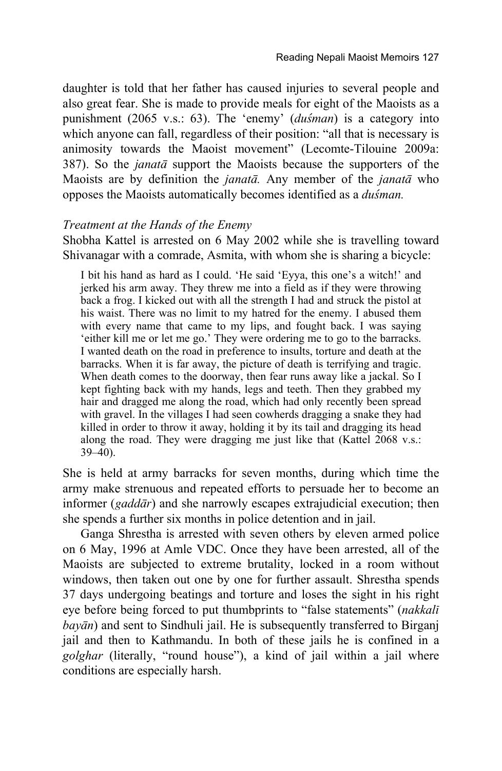daughter is told that her father has caused injuries to several people and also great fear. She is made to provide meals for eight of the Maoists as a punishment (2065 v.s.: 63). The 'enemy' (*duśman*) is a category into which anyone can fall, regardless of their position: "all that is necessary is animosity towards the Maoist movement" (Lecomte-Tilouine 2009a: 387). So the *janatā* support the Maoists because the supporters of the Maoists are by definition the *janatā.* Any member of the *janatā* who opposes the Maoists automatically becomes identified as a *duśman.*

### *Treatment at the Hands of the Enemy*

Shobha Kattel is arrested on 6 May 2002 while she is travelling toward Shivanagar with a comrade, Asmita, with whom she is sharing a bicycle:

> I bit his hand as hard as I could. 'He said 'Eyya, this one's a witch!' and jerked his arm away. They threw me into a field as if they were throwing back a frog. I kicked out with all the strength I had and struck the pistol at his waist. There was no limit to my hatred for the enemy. I abused them with every name that came to my lips, and fought back. I was saying 'either kill me or let me go.' They were ordering me to go to the barracks. I wanted death on the road in preference to insults, torture and death at the barracks. When it is far away, the picture of death is terrifying and tragic. When death comes to the doorway, then fear runs away like a jackal. So I kept fighting back with my hands, legs and teeth. Then they grabbed my hair and dragged me along the road, which had only recently been spread with gravel. In the villages I had seen cowherds dragging a snake they had killed in order to throw it away, holding it by its tail and dragging its head along the road. They were dragging me just like that (Kattel 2068 v.s.: 39–40).

She is held at army barracks for seven months, during which time the army make strenuous and repeated efforts to persuade her to become an informer (*gaddār*) and she narrowly escapes extrajudicial execution; then she spends a further six months in police detention and in jail.

Ganga Shrestha is arrested with seven others by eleven armed police on 6 May, 1996 at Amle VDC. Once they have been arrested, all of the Maoists are subjected to extreme brutality, locked in a room without windows, then taken out one by one for further assault. Shrestha spends 37 days undergoing beatings and torture and loses the sight in his right eye before being forced to put thumbprints to "false statements" (*nakkalī bayān*) and sent to Sindhuli jail. He is subsequently transferred to Birganj jail and then to Kathmandu. In both of these jails he is confined in a *golghar* (literally, "round house"), a kind of jail within a jail where conditions are especially harsh.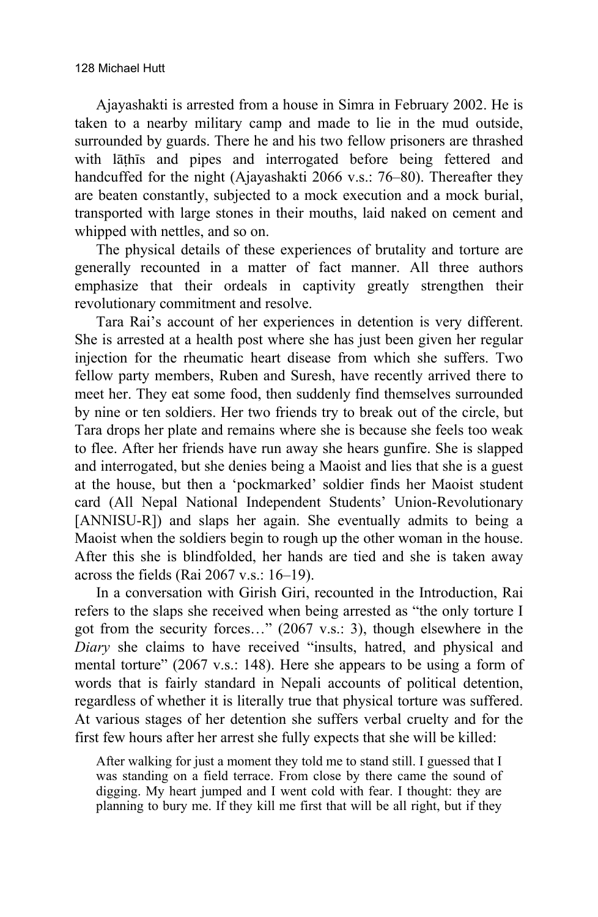Ajayashakti is arrested from a house in Simra in February 2002. He is taken to a nearby military camp and made to lie in the mud outside, surrounded by guards. There he and his two fellow prisoners are thrashed with lāṭhīs and pipes and interrogated before being fettered and handcuffed for the night (Ajayashakti 2066 v.s.: 76–80). Thereafter they are beaten constantly, subjected to a mock execution and a mock burial, transported with large stones in their mouths, laid naked on cement and whipped with nettles, and so on.

The physical details of these experiences of brutality and torture are generally recounted in a matter of fact manner. All three authors emphasize that their ordeals in captivity greatly strengthen their revolutionary commitment and resolve.

Tara Rai's account of her experiences in detention is very different. She is arrested at a health post where she has just been given her regular injection for the rheumatic heart disease from which she suffers. Two fellow party members, Ruben and Suresh, have recently arrived there to meet her. They eat some food, then suddenly find themselves surrounded by nine or ten soldiers. Her two friends try to break out of the circle, but Tara drops her plate and remains where she is because she feels too weak to flee. After her friends have run away she hears gunfire. She is slapped and interrogated, but she denies being a Maoist and lies that she is a guest at the house, but then a 'pockmarked' soldier finds her Maoist student card (All Nepal National Independent Students' Union-Revolutionary [ANNISU-R]) and slaps her again. She eventually admits to being a Maoist when the soldiers begin to rough up the other woman in the house. After this she is blindfolded, her hands are tied and she is taken away across the fields (Rai 2067 v.s.: 16–19).

In a conversation with Girish Giri, recounted in the Introduction, Rai refers to the slaps she received when being arrested as "the only torture I got from the security forces…" (2067 v.s.: 3), though elsewhere in the *Diary* she claims to have received "insults, hatred, and physical and mental torture" (2067 v.s.: 148). Here she appears to be using a form of words that is fairly standard in Nepali accounts of political detention, regardless of whether it is literally true that physical torture was suffered. At various stages of her detention she suffers verbal cruelty and for the first few hours after her arrest she fully expects that she will be killed:

> After walking for just a moment they told me to stand still. I guessed that I was standing on a field terrace. From close by there came the sound of digging. My heart jumped and I went cold with fear. I thought: they are planning to bury me. If they kill me first that will be all right, but if they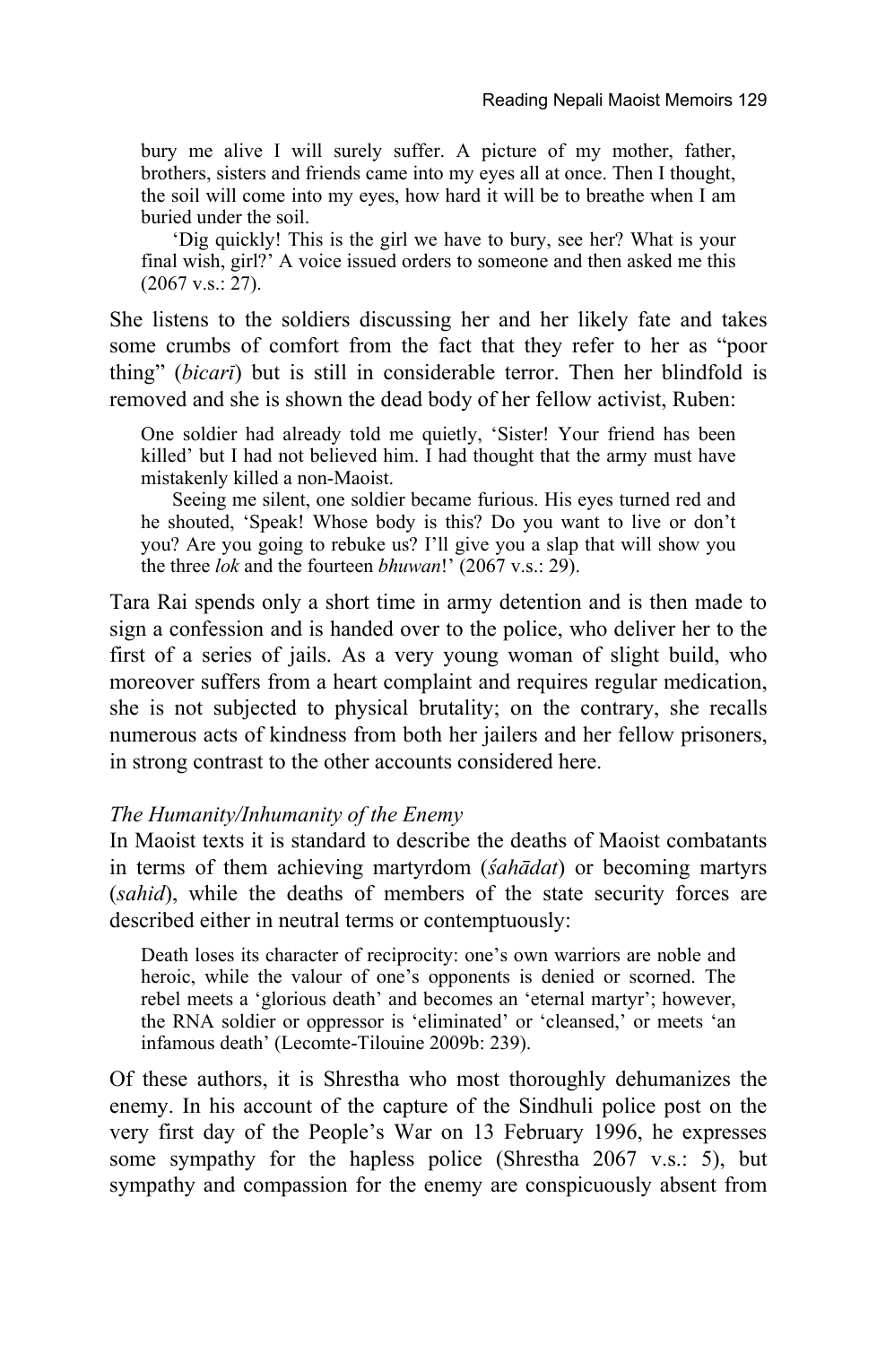> bury me alive I will surely suffer. A picture of my mother, father, brothers, sisters and friends came into my eyes all at once. Then I thought, the soil will come into my eyes, how hard it will be to breathe when I am buried under the soil.
>
> 'Dig quickly! This is the girl we have to bury, see her? What is your final wish, girl?' A voice issued orders to someone and then asked me this (2067 v.s.: 27).

She listens to the soldiers discussing her and her likely fate and takes some crumbs of comfort from the fact that they refer to her as "poor thing" (*bicarī*) but is still in considerable terror. Then her blindfold is removed and she is shown the dead body of her fellow activist, Ruben:

> One soldier had already told me quietly, 'Sister! Your friend has been killed' but I had not believed him. I had thought that the army must have mistakenly killed a non-Maoist.
>
> Seeing me silent, one soldier became furious. His eyes turned red and he shouted, 'Speak! Whose body is this? Do you want to live or don't you? Are you going to rebuke us? I'll give you a slap that will show you the three *lok* and the fourteen *bhuwan*!' (2067 v.s.: 29).

Tara Rai spends only a short time in army detention and is then made to sign a confession and is handed over to the police, who deliver her to the first of a series of jails. As a very young woman of slight build, who moreover suffers from a heart complaint and requires regular medication, she is not subjected to physical brutality; on the contrary, she recalls numerous acts of kindness from both her jailers and her fellow prisoners, in strong contrast to the other accounts considered here.

### *The Humanity/Inhumanity of the Enemy*

In Maoist texts it is standard to describe the deaths of Maoist combatants in terms of them achieving martyrdom (*śahādat*) or becoming martyrs (*sahid*), while the deaths of members of the state security forces are described either in neutral terms or contemptuously:

> Death loses its character of reciprocity: one's own warriors are noble and heroic, while the valour of one's opponents is denied or scorned. The rebel meets a 'glorious death' and becomes an 'eternal martyr'; however, the RNA soldier or oppressor is 'eliminated' or 'cleansed,' or meets 'an infamous death' (Lecomte-Tilouine 2009b: 239).

Of these authors, it is Shrestha who most thoroughly dehumanizes the enemy. In his account of the capture of the Sindhuli police post on the very first day of the People's War on 13 February 1996, he expresses some sympathy for the hapless police (Shrestha 2067 v.s.: 5), but sympathy and compassion for the enemy are conspicuously absent from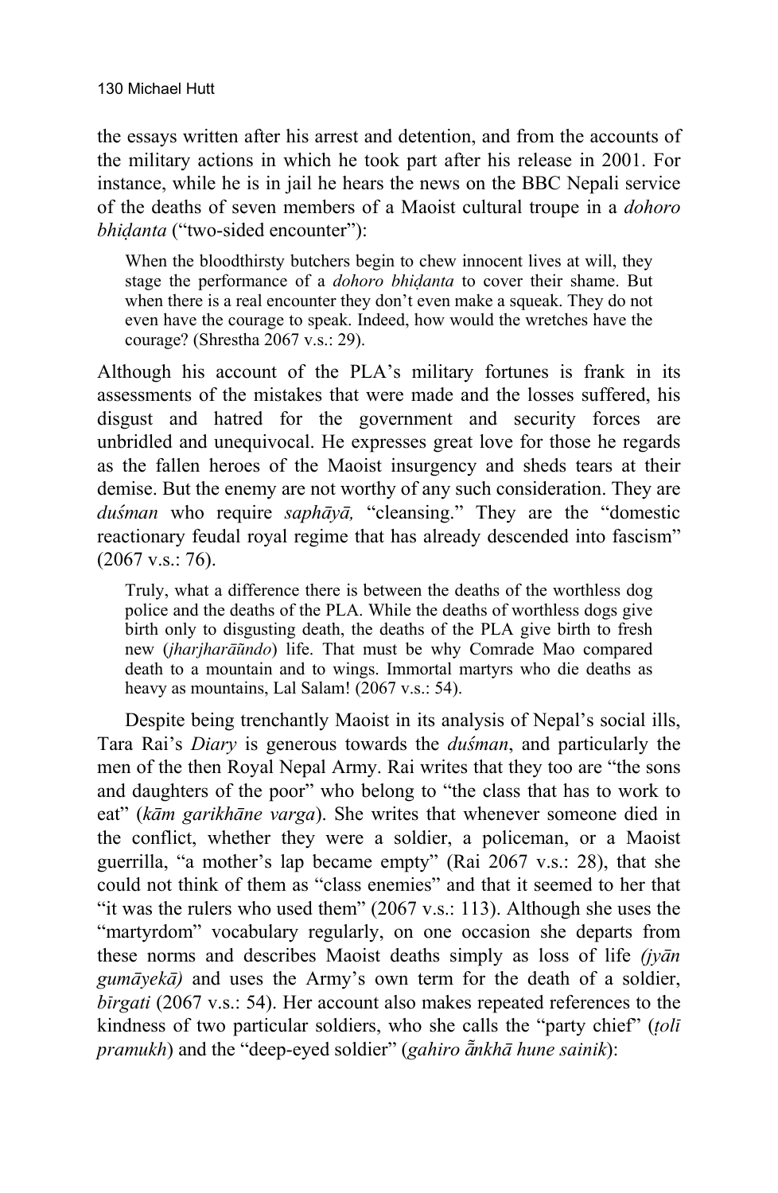the essays written after his arrest and detention, and from the accounts of the military actions in which he took part after his release in 2001. For instance, while he is in jail he hears the news on the BBC Nepali service of the deaths of seven members of a Maoist cultural troupe in a *dohoro bhiḍanta* ("two-sided encounter"):

> When the bloodthirsty butchers begin to chew innocent lives at will, they stage the performance of a *dohoro bhiḍanta* to cover their shame. But when there is a real encounter they don't even make a squeak. They do not even have the courage to speak. Indeed, how would the wretches have the courage? (Shrestha 2067 v.s.: 29).

Although his account of the PLA's military fortunes is frank in its assessments of the mistakes that were made and the losses suffered, his disgust and hatred for the government and security forces are unbridled and unequivocal. He expresses great love for those he regards as the fallen heroes of the Maoist insurgency and sheds tears at their demise. But the enemy are not worthy of any such consideration. They are *duśman* who require *saphāyā,* "cleansing." They are the "domestic reactionary feudal royal regime that has already descended into fascism" (2067 v.s.: 76).

> Truly, what a difference there is between the deaths of the worthless dog police and the deaths of the PLA. While the deaths of worthless dogs give birth only to disgusting death, the deaths of the PLA give birth to fresh new (*jharjharāũdo*) life. That must be why Comrade Mao compared death to a mountain and to wings. Immortal martyrs who die deaths as heavy as mountains, Lal Salam! (2067 v.s.: 54).

Despite being trenchantly Maoist in its analysis of Nepal's social ills, Tara Rai's *Diary* is generous towards the *duśman*, and particularly the men of the then Royal Nepal Army. Rai writes that they too are "the sons and daughters of the poor" who belong to "the class that has to work to eat" (*kām garikhāne varga*). She writes that whenever someone died in the conflict, whether they were a soldier, a policeman, or a Maoist guerrilla, "a mother's lap became empty" (Rai 2067 v.s.: 28), that she could not think of them as "class enemies" and that it seemed to her that "it was the rulers who used them" (2067 v.s.: 113). Although she uses the "martyrdom" vocabulary regularly, on one occasion she departs from these norms and describes Maoist deaths simply as loss of life *(jyān gumāyekā)* and uses the Army's own term for the death of a soldier, *bīrgati* (2067 v.s.: 54). Her account also makes repeated references to the kindness of two particular soldiers, who she calls the "party chief" (*ṭolī pramukh*) and the "deep-eyed soldier" (*gahiro ā̃khā hune sainik*):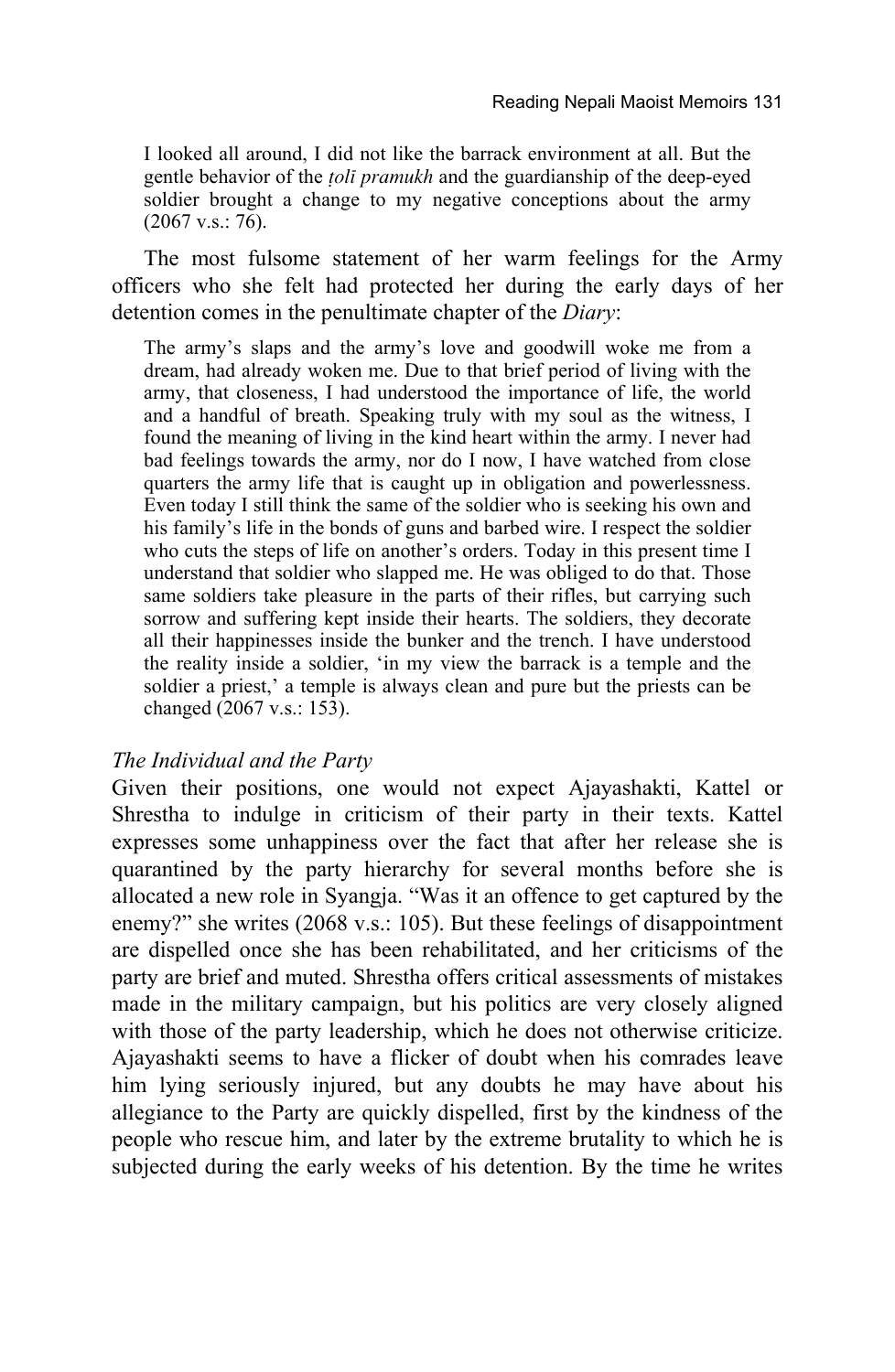> I looked all around, I did not like the barrack environment at all. But the gentle behavior of the *ṭolī pramukh* and the guardianship of the deep-eyed soldier brought a change to my negative conceptions about the army (2067 v.s.: 76).

The most fulsome statement of her warm feelings for the Army officers who she felt had protected her during the early days of her detention comes in the penultimate chapter of the *Diary*:

> The army's slaps and the army's love and goodwill woke me from a dream, had already woken me. Due to that brief period of living with the army, that closeness, I had understood the importance of life, the world and a handful of breath. Speaking truly with my soul as the witness, I found the meaning of living in the kind heart within the army. I never had bad feelings towards the army, nor do I now, I have watched from close quarters the army life that is caught up in obligation and powerlessness. Even today I still think the same of the soldier who is seeking his own and his family's life in the bonds of guns and barbed wire. I respect the soldier who cuts the steps of life on another's orders. Today in this present time I understand that soldier who slapped me. He was obliged to do that. Those same soldiers take pleasure in the parts of their rifles, but carrying such sorrow and suffering kept inside their hearts. The soldiers, they decorate all their happinesses inside the bunker and the trench. I have understood the reality inside a soldier, 'in my view the barrack is a temple and the soldier a priest,' a temple is always clean and pure but the priests can be changed (2067 v.s.: 153).

### *The Individual and the Party*

Given their positions, one would not expect Ajayashakti, Kattel or Shrestha to indulge in criticism of their party in their texts. Kattel expresses some unhappiness over the fact that after her release she is quarantined by the party hierarchy for several months before she is allocated a new role in Syangja. "Was it an offence to get captured by the enemy?" she writes (2068 v.s.: 105). But these feelings of disappointment are dispelled once she has been rehabilitated, and her criticisms of the party are brief and muted. Shrestha offers critical assessments of mistakes made in the military campaign, but his politics are very closely aligned with those of the party leadership, which he does not otherwise criticize. Ajayashakti seems to have a flicker of doubt when his comrades leave him lying seriously injured, but any doubts he may have about his allegiance to the Party are quickly dispelled, first by the kindness of the people who rescue him, and later by the extreme brutality to which he is subjected during the early weeks of his detention. By the time he writes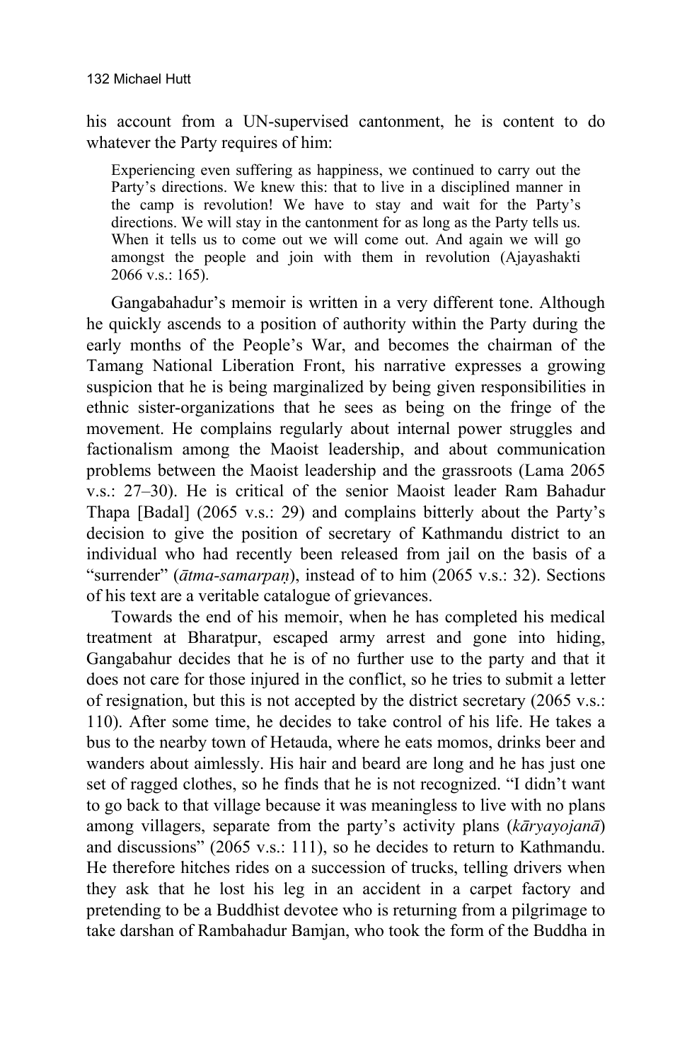his account from a UN-supervised cantonment, he is content to do whatever the Party requires of him:

> Experiencing even suffering as happiness, we continued to carry out the Party's directions. We knew this: that to live in a disciplined manner in the camp is revolution! We have to stay and wait for the Party's directions. We will stay in the cantonment for as long as the Party tells us. When it tells us to come out we will come out. And again we will go amongst the people and join with them in revolution (Ajayashakti 2066 v.s.: 165).

Gangabahadur's memoir is written in a very different tone. Although he quickly ascends to a position of authority within the Party during the early months of the People's War, and becomes the chairman of the Tamang National Liberation Front, his narrative expresses a growing suspicion that he is being marginalized by being given responsibilities in ethnic sister-organizations that he sees as being on the fringe of the movement. He complains regularly about internal power struggles and factionalism among the Maoist leadership, and about communication problems between the Maoist leadership and the grassroots (Lama 2065 v.s.: 27–30). He is critical of the senior Maoist leader Ram Bahadur Thapa [Badal] (2065 v.s.: 29) and complains bitterly about the Party's decision to give the position of secretary of Kathmandu district to an individual who had recently been released from jail on the basis of a "surrender" (*ātma-samarpaṇ*), instead of to him (2065 v.s.: 32). Sections of his text are a veritable catalogue of grievances.

Towards the end of his memoir, when he has completed his medical treatment at Bharatpur, escaped army arrest and gone into hiding, Gangabahur decides that he is of no further use to the party and that it does not care for those injured in the conflict, so he tries to submit a letter of resignation, but this is not accepted by the district secretary (2065 v.s.: 110). After some time, he decides to take control of his life. He takes a bus to the nearby town of Hetauda, where he eats momos, drinks beer and wanders about aimlessly. His hair and beard are long and he has just one set of ragged clothes, so he finds that he is not recognized. "I didn't want to go back to that village because it was meaningless to live with no plans among villagers, separate from the party's activity plans (*kāryayojanā*) and discussions" (2065 v.s.: 111), so he decides to return to Kathmandu. He therefore hitches rides on a succession of trucks, telling drivers when they ask that he lost his leg in an accident in a carpet factory and pretending to be a Buddhist devotee who is returning from a pilgrimage to take darshan of Rambahadur Bamjan, who took the form of the Buddha in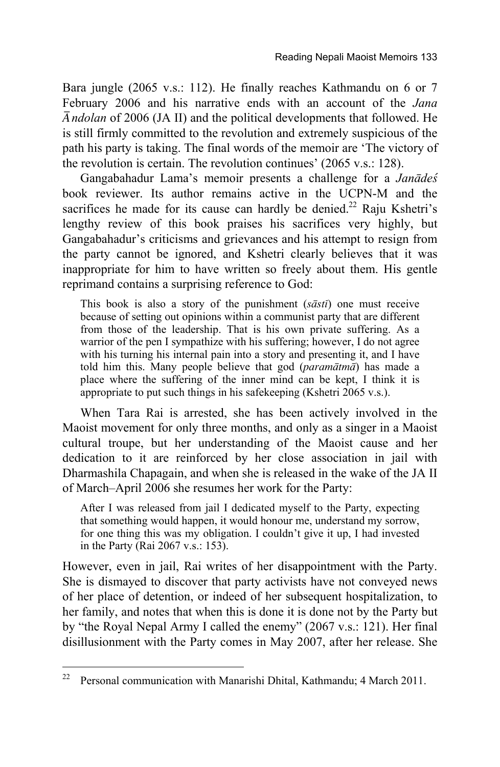Bara jungle (2065 v.s.: 112). He finally reaches Kathmandu on 6 or 7 February 2006 and his narrative ends with an account of the *Jana Āndolan* of 2006 (JA II) and the political developments that followed. He is still firmly committed to the revolution and extremely suspicious of the path his party is taking. The final words of the memoir are 'The victory of the revolution is certain. The revolution continues' (2065 v.s.: 128).

Gangabahadur Lama's memoir presents a challenge for a *Janādeś* book reviewer. Its author remains active in the UCPN-M and the sacrifices he made for its cause can hardly be denied.[22] Raju Kshetri's lengthy review of this book praises his sacrifices very highly, but Gangabahadur's criticisms and grievances and his attempt to resign from the party cannot be ignored, and Kshetri clearly believes that it was inappropriate for him to have written so freely about them. His gentle reprimand contains a surprising reference to God:

> This book is also a story of the punishment (*sāstī*) one must receive because of setting out opinions within a communist party that are different from those of the leadership. That is his own private suffering. As a warrior of the pen I sympathize with his suffering; however, I do not agree with his turning his internal pain into a story and presenting it, and I have told him this. Many people believe that god (*paramātmā*) has made a place where the suffering of the inner mind can be kept, I think it is appropriate to put such things in his safekeeping (Kshetri 2065 v.s.).

When Tara Rai is arrested, she has been actively involved in the Maoist movement for only three months, and only as a singer in a Maoist cultural troupe, but her understanding of the Maoist cause and her dedication to it are reinforced by her close association in jail with Dharmashila Chapagain, and when she is released in the wake of the JA II of March–April 2006 she resumes her work for the Party:

> After I was released from jail I dedicated myself to the Party, expecting that something would happen, it would honour me, understand my sorrow, for one thing this was my obligation. I couldn't give it up, I had invested in the Party (Rai 2067 v.s.: 153).

However, even in jail, Rai writes of her disappointment with the Party. She is dismayed to discover that party activists have not conveyed news of her place of detention, or indeed of her subsequent hospitalization, to her family, and notes that when this is done it is done not by the Party but by "the Royal Nepal Army I called the enemy" (2067 v.s.: 121). Her final disillusionment with the Party comes in May 2007, after her release. She

---

[22] Personal communication with Manarishi Dhital, Kathmandu; 4 March 2011.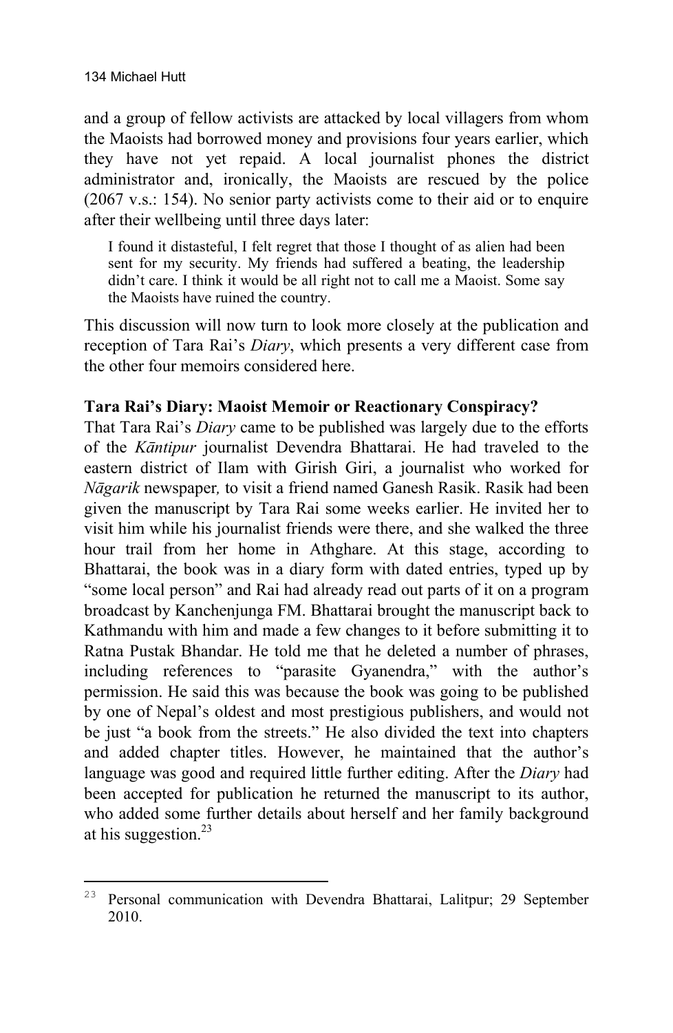and a group of fellow activists are attacked by local villagers from whom the Maoists had borrowed money and provisions four years earlier, which they have not yet repaid. A local journalist phones the district administrator and, ironically, the Maoists are rescued by the police (2067 v.s.: 154). No senior party activists come to their aid or to enquire after their wellbeing until three days later:

> I found it distasteful, I felt regret that those I thought of as alien had been sent for my security. My friends had suffered a beating, the leadership didn't care. I think it would be all right not to call me a Maoist. Some say the Maoists have ruined the country.

This discussion will now turn to look more closely at the publication and reception of Tara Rai's *Diary*, which presents a very different case from the other four memoirs considered here.

**Tara Rai's Diary: Maoist Memoir or Reactionary Conspiracy?**

That Tara Rai's *Diary* came to be published was largely due to the efforts of the *Kāntipur* journalist Devendra Bhattarai. He had traveled to the eastern district of Ilam with Girish Giri, a journalist who worked for *Nāgarik* newspaper*,* to visit a friend named Ganesh Rasik. Rasik had been given the manuscript by Tara Rai some weeks earlier. He invited her to visit him while his journalist friends were there, and she walked the three hour trail from her home in Athghare. At this stage, according to Bhattarai, the book was in a diary form with dated entries, typed up by "some local person" and Rai had already read out parts of it on a program broadcast by Kanchenjunga FM. Bhattarai brought the manuscript back to Kathmandu with him and made a few changes to it before submitting it to Ratna Pustak Bhandar. He told me that he deleted a number of phrases, including references to "parasite Gyanendra," with the author's permission. He said this was because the book was going to be published by one of Nepal's oldest and most prestigious publishers, and would not be just "a book from the streets." He also divided the text into chapters and added chapter titles. However, he maintained that the author's language was good and required little further editing. After the *Diary* had been accepted for publication he returned the manuscript to its author, who added some further details about herself and her family background at his suggestion.[23]

[23] Personal communication with Devendra Bhattarai, Lalitpur; 29 September 2010.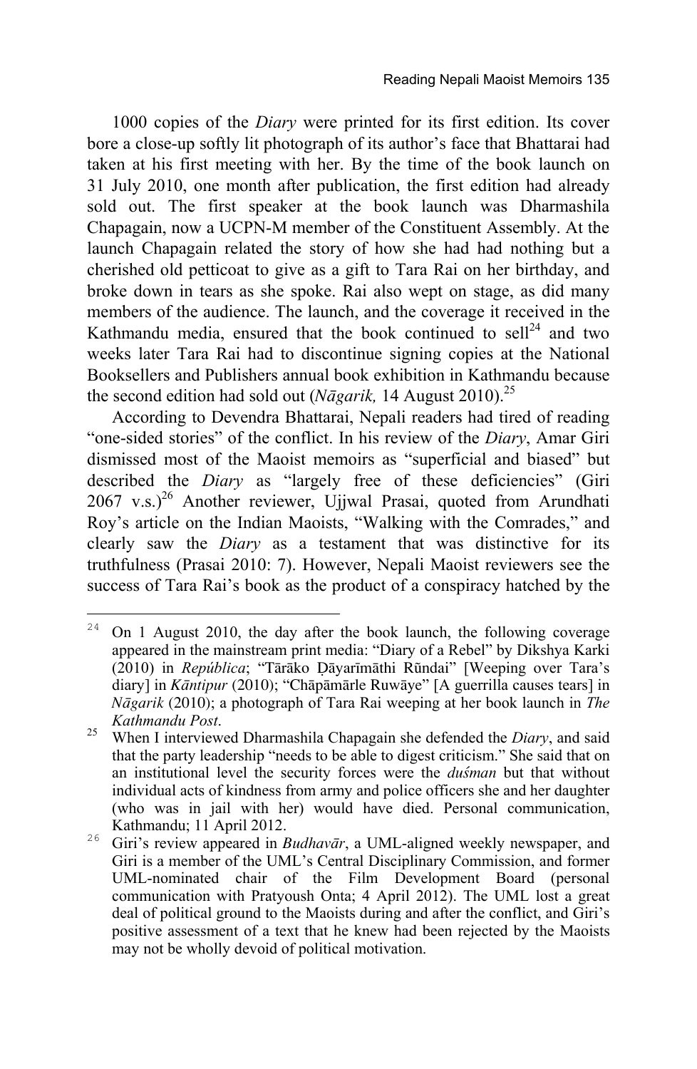1000 copies of the *Diary* were printed for its first edition. Its cover bore a close-up softly lit photograph of its author's face that Bhattarai had taken at his first meeting with her. By the time of the book launch on 31 July 2010, one month after publication, the first edition had already sold out. The first speaker at the book launch was Dharmashila Chapagain, now a UCPN-M member of the Constituent Assembly. At the launch Chapagain related the story of how she had had nothing but a cherished old petticoat to give as a gift to Tara Rai on her birthday, and broke down in tears as she spoke. Rai also wept on stage, as did many members of the audience. The launch, and the coverage it received in the Kathmandu media, ensured that the book continued to sell[24] and two weeks later Tara Rai had to discontinue signing copies at the National Booksellers and Publishers annual book exhibition in Kathmandu because the second edition had sold out (*Nāgarik,* 14 August 2010).[25]

According to Devendra Bhattarai, Nepali readers had tired of reading "one-sided stories" of the conflict. In his review of the *Diary*, Amar Giri dismissed most of the Maoist memoirs as "superficial and biased" but described the *Diary* as "largely free of these deficiencies" (Giri 2067 v.s.)[26] Another reviewer, Ujjwal Prasai, quoted from Arundhati Roy's article on the Indian Maoists, "Walking with the Comrades," and clearly saw the *Diary* as a testament that was distinctive for its truthfulness (Prasai 2010: 7). However, Nepali Maoist reviewers see the success of Tara Rai's book as the product of a conspiracy hatched by the

---

[24] On 1 August 2010, the day after the book launch, the following coverage appeared in the mainstream print media: "Diary of a Rebel" by Dikshya Karki (2010) in *República*; "Tārāko Ḍayarīmāthi Rūndai" [Weeping over Tara's diary] in *Kāntipur* (2010); "Chāpāmārle Ruwāye" [A guerrilla causes tears] in *Nāgarik* (2010); a photograph of Tara Rai weeping at her book launch in *The Kathmandu Post*.

[25] When I interviewed Dharmashila Chapagain she defended the *Diary*, and said that the party leadership "needs to be able to digest criticism." She said that on an institutional level the security forces were the *duśman* but that without individual acts of kindness from army and police officers she and her daughter (who was in jail with her) would have died. Personal communication, Kathmandu; 11 April 2012.

[26] Giri's review appeared in *Budhavār*, a UML-aligned weekly newspaper, and Giri is a member of the UML's Central Disciplinary Commission, and former UML-nominated chair of the Film Development Board (personal communication with Pratyoush Onta; 4 April 2012). The UML lost a great deal of political ground to the Maoists during and after the conflict, and Giri's positive assessment of a text that he knew had been rejected by the Maoists may not be wholly devoid of political motivation.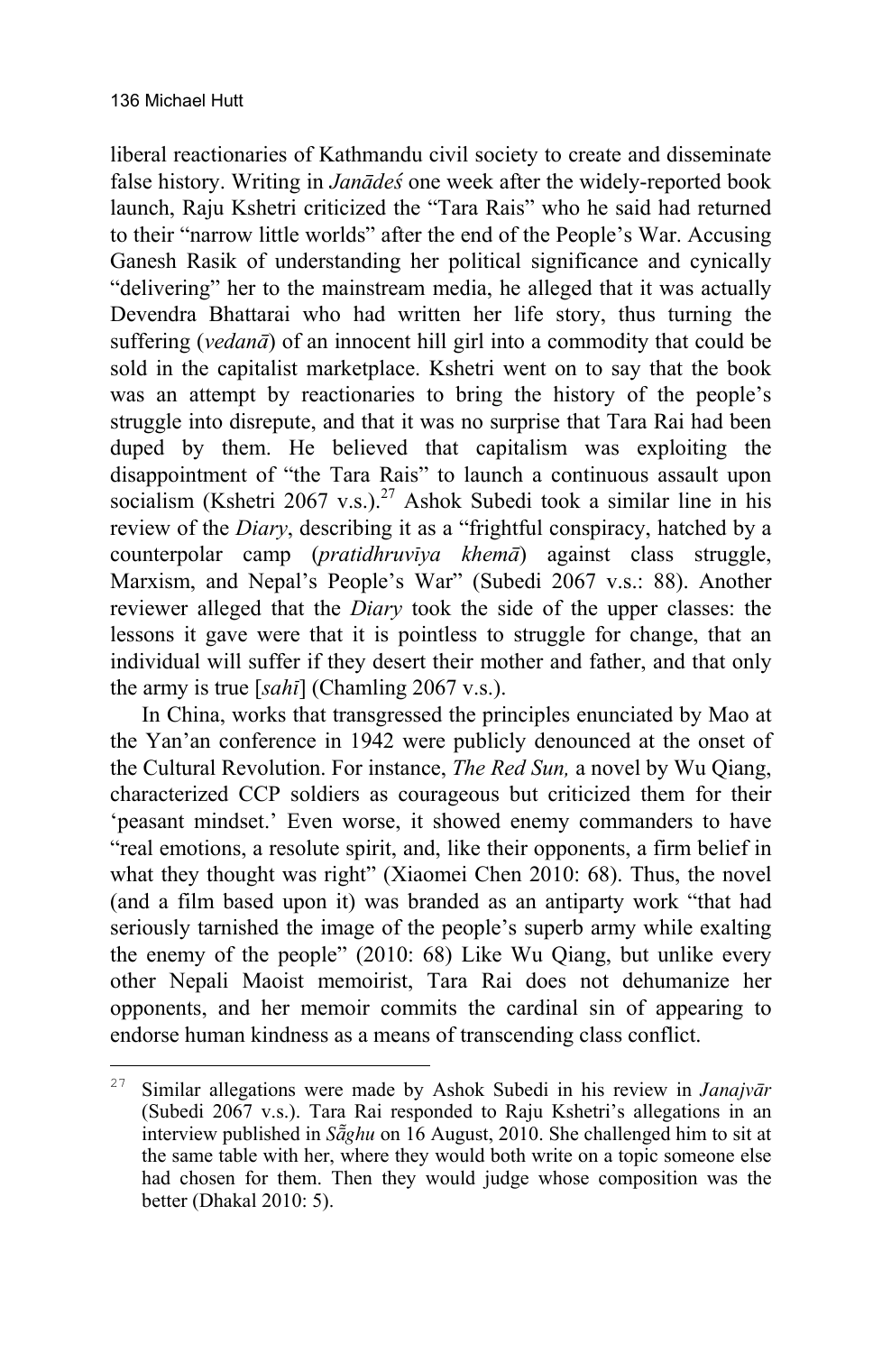liberal reactionaries of Kathmandu civil society to create and disseminate false history. Writing in *Janādeś* one week after the widely-reported book launch, Raju Kshetri criticized the "Tara Rais" who he said had returned to their "narrow little worlds" after the end of the People's War. Accusing Ganesh Rasik of understanding her political significance and cynically "delivering" her to the mainstream media, he alleged that it was actually Devendra Bhattarai who had written her life story, thus turning the suffering (*vedanā*) of an innocent hill girl into a commodity that could be sold in the capitalist marketplace. Kshetri went on to say that the book was an attempt by reactionaries to bring the history of the people's struggle into disrepute, and that it was no surprise that Tara Rai had been duped by them. He believed that capitalism was exploiting the disappointment of "the Tara Rais" to launch a continuous assault upon socialism (Kshetri 2067 v.s.).[27] Ashok Subedi took a similar line in his review of the *Diary*, describing it as a "frightful conspiracy, hatched by a counterpolar camp (*pratidhruvīya khemā*) against class struggle, Marxism, and Nepal's People's War" (Subedi 2067 v.s.: 88). Another reviewer alleged that the *Diary* took the side of the upper classes: the lessons it gave were that it is pointless to struggle for change, that an individual will suffer if they desert their mother and father, and that only the army is true [*sahī*] (Chamling 2067 v.s.).

In China, works that transgressed the principles enunciated by Mao at the Yan'an conference in 1942 were publicly denounced at the onset of the Cultural Revolution. For instance, *The Red Sun,* a novel by Wu Qiang, characterized CCP soldiers as courageous but criticized them for their 'peasant mindset.' Even worse, it showed enemy commanders to have "real emotions, a resolute spirit, and, like their opponents, a firm belief in what they thought was right" (Xiaomei Chen 2010: 68). Thus, the novel (and a film based upon it) was branded as an antiparty work "that had seriously tarnished the image of the people's superb army while exalting the enemy of the people" (2010: 68) Like Wu Qiang, but unlike every other Nepali Maoist memoirist, Tara Rai does not dehumanize her opponents, and her memoir commits the cardinal sin of appearing to endorse human kindness as a means of transcending class conflict.

---

[27] Similar allegations were made by Ashok Subedi in his review in *Janajvār* (Subedi 2067 v.s.). Tara Rai responded to Raju Kshetri's allegations in an interview published in *Sā̃ghu* on 16 August, 2010. She challenged him to sit at the same table with her, where they would both write on a topic someone else had chosen for them. Then they would judge whose composition was the better (Dhakal 2010: 5).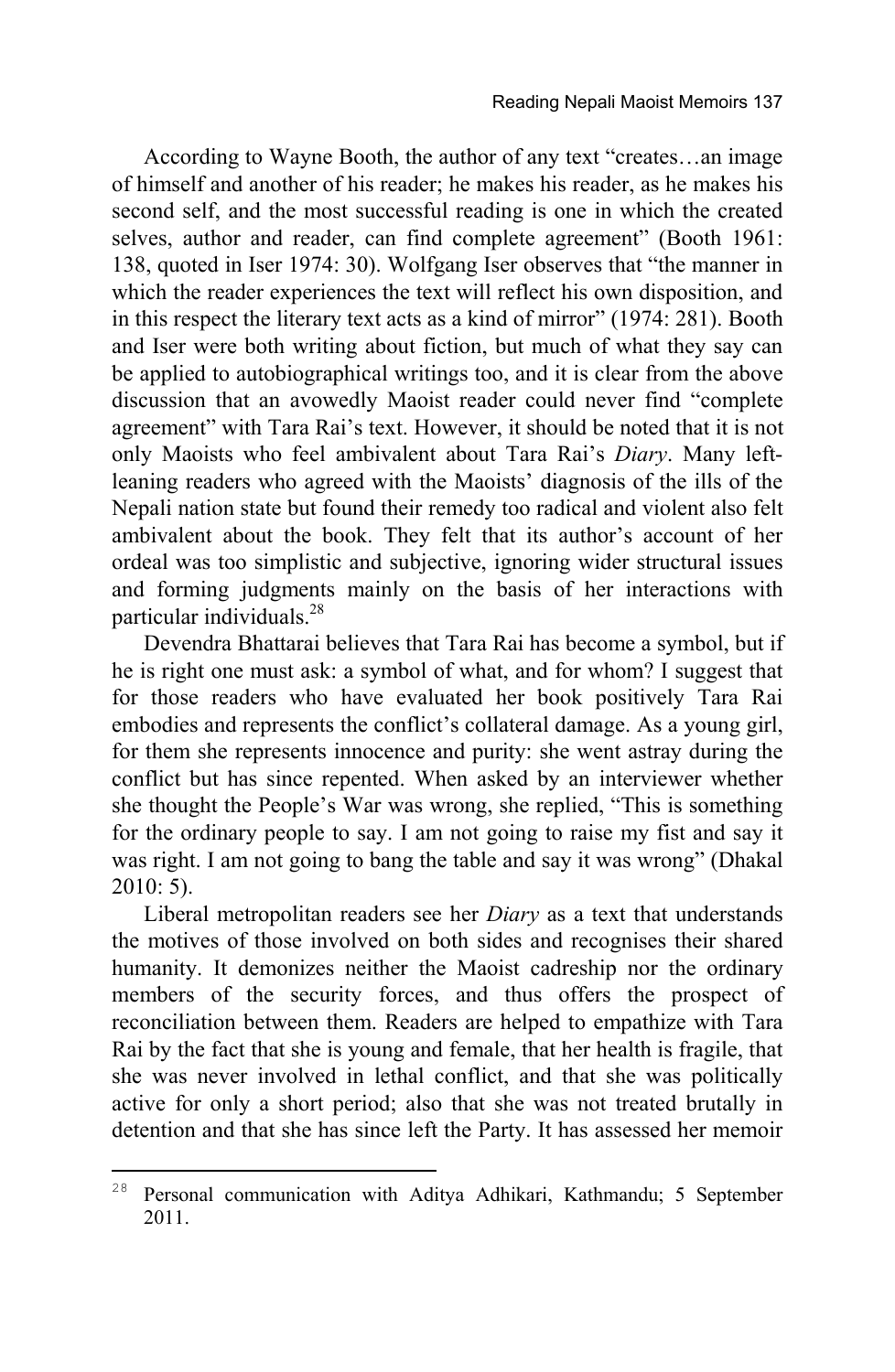According to Wayne Booth, the author of any text "creates…an image of himself and another of his reader; he makes his reader, as he makes his second self, and the most successful reading is one in which the created selves, author and reader, can find complete agreement" (Booth 1961: 138, quoted in Iser 1974: 30). Wolfgang Iser observes that "the manner in which the reader experiences the text will reflect his own disposition, and in this respect the literary text acts as a kind of mirror" (1974: 281). Booth and Iser were both writing about fiction, but much of what they say can be applied to autobiographical writings too, and it is clear from the above discussion that an avowedly Maoist reader could never find "complete agreement" with Tara Rai's text. However, it should be noted that it is not only Maoists who feel ambivalent about Tara Rai's *Diary*. Many left-leaning readers who agreed with the Maoists' diagnosis of the ills of the Nepali nation state but found their remedy too radical and violent also felt ambivalent about the book. They felt that its author's account of her ordeal was too simplistic and subjective, ignoring wider structural issues and forming judgments mainly on the basis of her interactions with particular individuals.[28]

Devendra Bhattarai believes that Tara Rai has become a symbol, but if he is right one must ask: a symbol of what, and for whom? I suggest that for those readers who have evaluated her book positively Tara Rai embodies and represents the conflict's collateral damage. As a young girl, for them she represents innocence and purity: she went astray during the conflict but has since repented. When asked by an interviewer whether she thought the People's War was wrong, she replied, "This is something for the ordinary people to say. I am not going to raise my fist and say it was right. I am not going to bang the table and say it was wrong" (Dhakal 2010: 5).

Liberal metropolitan readers see her *Diary* as a text that understands the motives of those involved on both sides and recognises their shared humanity. It demonizes neither the Maoist cadreship nor the ordinary members of the security forces, and thus offers the prospect of reconciliation between them. Readers are helped to empathize with Tara Rai by the fact that she is young and female, that her health is fragile, that she was never involved in lethal conflict, and that she was politically active for only a short period; also that she was not treated brutally in detention and that she has since left the Party. It has assessed her memoir

---

[28] Personal communication with Aditya Adhikari, Kathmandu; 5 September 2011.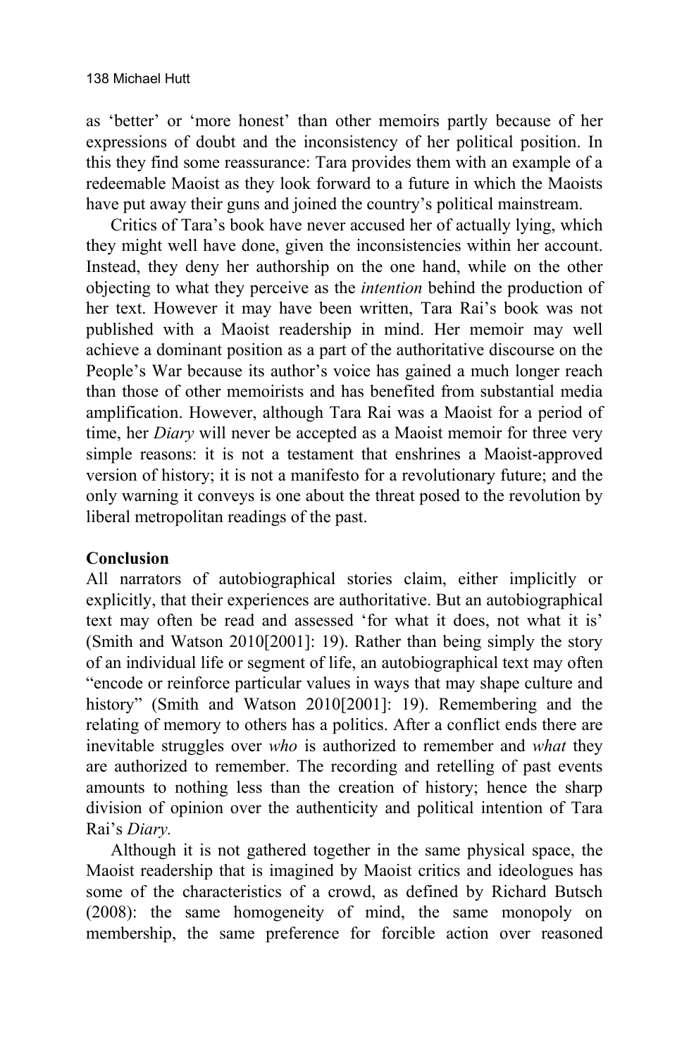as 'better' or 'more honest' than other memoirs partly because of her expressions of doubt and the inconsistency of her political position. In this they find some reassurance: Tara provides them with an example of a redeemable Maoist as they look forward to a future in which the Maoists have put away their guns and joined the country's political mainstream.

Critics of Tara's book have never accused her of actually lying, which they might well have done, given the inconsistencies within her account. Instead, they deny her authorship on the one hand, while on the other objecting to what they perceive as the *intention* behind the production of her text. However it may have been written, Tara Rai's book was not published with a Maoist readership in mind. Her memoir may well achieve a dominant position as a part of the authoritative discourse on the People's War because its author's voice has gained a much longer reach than those of other memoirists and has benefited from substantial media amplification. However, although Tara Rai was a Maoist for a period of time, her *Diary* will never be accepted as a Maoist memoir for three very simple reasons: it is not a testament that enshrines a Maoist-approved version of history; it is not a manifesto for a revolutionary future; and the only warning it conveys is one about the threat posed to the revolution by liberal metropolitan readings of the past.

## Conclusion

All narrators of autobiographical stories claim, either implicitly or explicitly, that their experiences are authoritative. But an autobiographical text may often be read and assessed 'for what it does, not what it is' (Smith and Watson 2010[2001]: 19). Rather than being simply the story of an individual life or segment of life, an autobiographical text may often "encode or reinforce particular values in ways that may shape culture and history" (Smith and Watson 2010[2001]: 19). Remembering and the relating of memory to others has a politics. After a conflict ends there are inevitable struggles over *who* is authorized to remember and *what* they are authorized to remember. The recording and retelling of past events amounts to nothing less than the creation of history; hence the sharp division of opinion over the authenticity and political intention of Tara Rai's *Diary.*

Although it is not gathered together in the same physical space, the Maoist readership that is imagined by Maoist critics and ideologues has some of the characteristics of a crowd, as defined by Richard Butsch (2008): the same homogeneity of mind, the same monopoly on membership, the same preference for forcible action over reasoned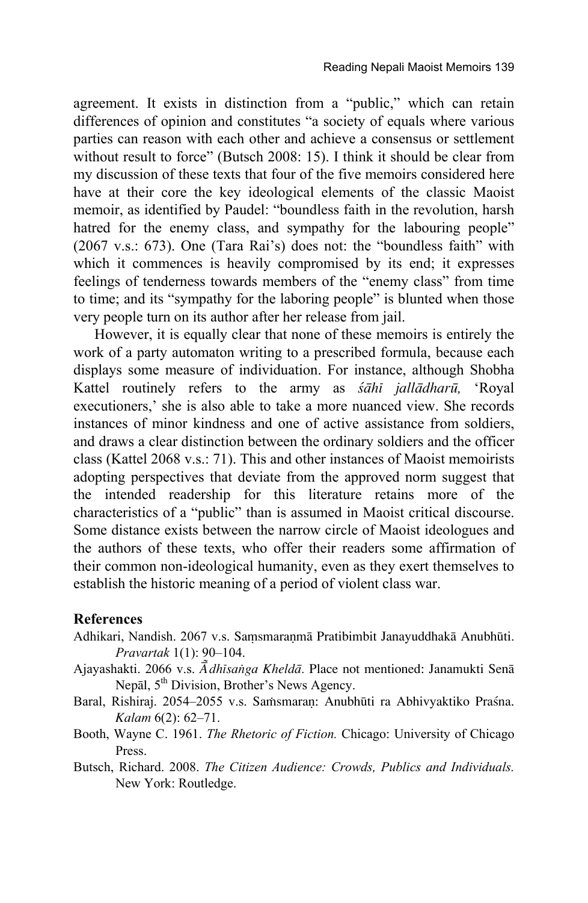agreement. It exists in distinction from a "public," which can retain differences of opinion and constitutes "a society of equals where various parties can reason with each other and achieve a consensus or settlement without result to force" (Butsch 2008: 15). I think it should be clear from my discussion of these texts that four of the five memoirs considered here have at their core the key ideological elements of the classic Maoist memoir, as identified by Paudel: "boundless faith in the revolution, harsh hatred for the enemy class, and sympathy for the labouring people" (2067 v.s.: 673). One (Tara Rai's) does not: the "boundless faith" with which it commences is heavily compromised by its end; it expresses feelings of tenderness towards members of the "enemy class" from time to time; and its "sympathy for the laboring people" is blunted when those very people turn on its author after her release from jail.

However, it is equally clear that none of these memoirs is entirely the work of a party automaton writing to a prescribed formula, because each displays some measure of individuation. For instance, although Shobha Kattel routinely refers to the army as *śāhī jallādharū,* 'Royal executioners,' she is also able to take a more nuanced view. She records instances of minor kindness and one of active assistance from soldiers, and draws a clear distinction between the ordinary soldiers and the officer class (Kattel 2068 v.s.: 71). This and other instances of Maoist memoirists adopting perspectives that deviate from the approved norm suggest that the intended readership for this literature retains more of the characteristics of a "public" than is assumed in Maoist critical discourse. Some distance exists between the narrow circle of Maoist ideologues and the authors of these texts, who offer their readers some affirmation of their common non-ideological humanity, even as they exert themselves to establish the historic meaning of a period of violent class war.

## References

Adhikari, Nandish. 2067 v.s. Saṃsmaraṇmā Pratibimbit Janayuddhakā Anubhūti. *Pravartak* 1(1): 90–104.

Ajayashakti. 2066 v.s. *Ā̃dhīsaṅga Kheldā.* Place not mentioned: Janamukti Senā Nepāl, 5th Division, Brother's News Agency.

Baral, Rishiraj. 2054–2055 v.s. Saṁsmaraṇ: Anubhūti ra Abhivyaktiko Praśna. *Kalam* 6(2): 62–71.

Booth, Wayne C. 1961. *The Rhetoric of Fiction.* Chicago: University of Chicago Press.

Butsch, Richard. 2008. *The Citizen Audience: Crowds, Publics and Individuals.* New York: Routledge.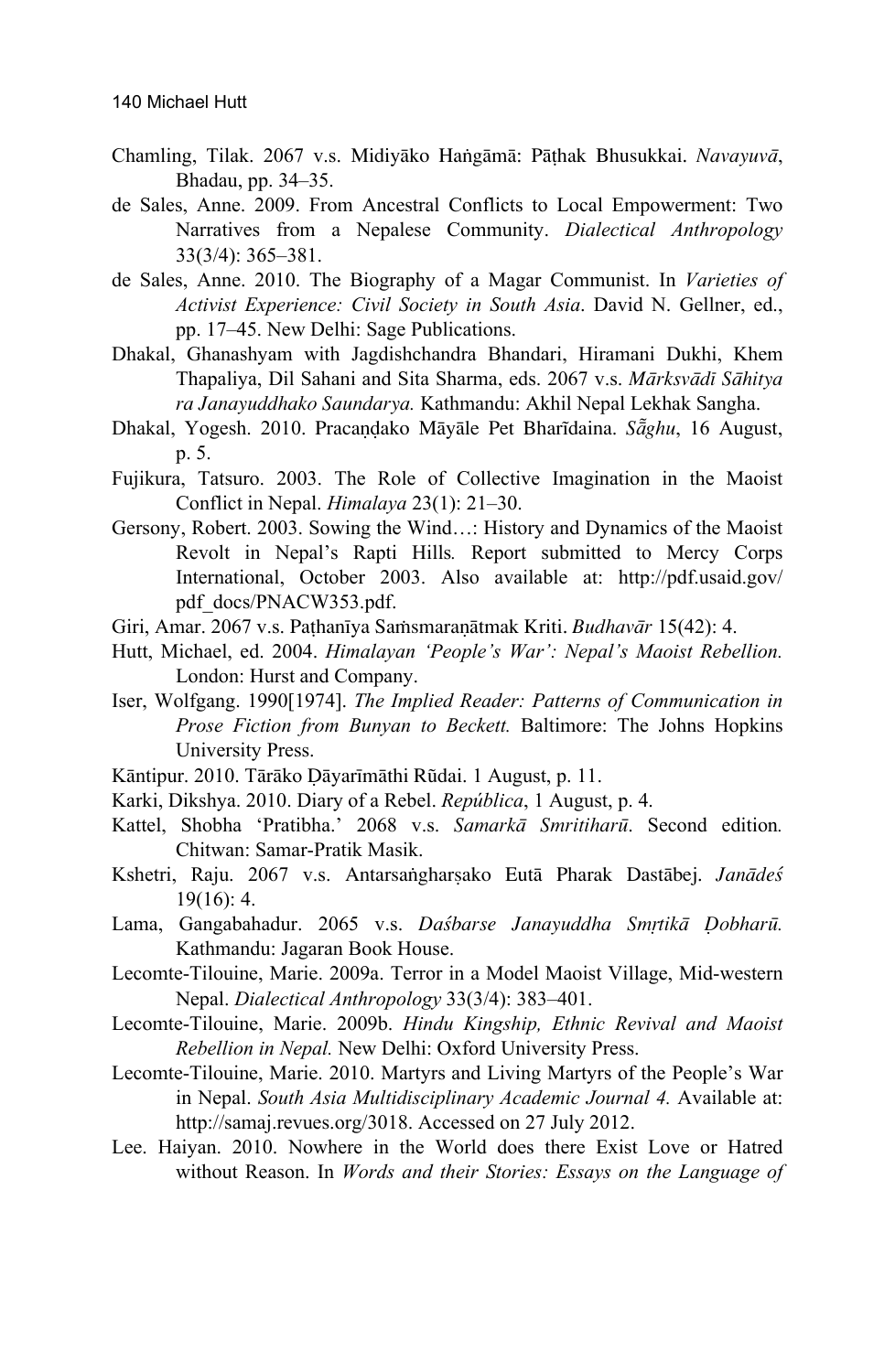Chamling, Tilak. 2067 v.s. Midiyāko Haṅgāmā: Pāṭhak Bhusukkai. *Navayuvā*, Bhadau, pp. 34–35.

de Sales, Anne. 2009. From Ancestral Conflicts to Local Empowerment: Two Narratives from a Nepalese Community. *Dialectical Anthropology* 33(3/4): 365–381.

de Sales, Anne. 2010. The Biography of a Magar Communist. In *Varieties of Activist Experience: Civil Society in South Asia*. David N. Gellner, ed., pp. 17–45. New Delhi: Sage Publications.

Dhakal, Ghanashyam with Jagdishchandra Bhandari, Hiramani Dukhi, Khem Thapaliya, Dil Sahani and Sita Sharma, eds. 2067 v.s. *Mārksvādī Sāhitya ra Janayuddhako Saundarya.* Kathmandu: Akhil Nepal Lekhak Sangha.

Dhakal, Yogesh. 2010. Pracaṇḍako Māyāle Pet Bharīdaina. *Sā̃ghu*, 16 August, p. 5.

Fujikura, Tatsuro. 2003. The Role of Collective Imagination in the Maoist Conflict in Nepal. *Himalaya* 23(1): 21–30.

Gersony, Robert. 2003. Sowing the Wind…: History and Dynamics of the Maoist Revolt in Nepal's Rapti Hills*.* Report submitted to Mercy Corps International, October 2003. Also available at: http://pdf.usaid.gov/pdf_docs/PNACW353.pdf.

Giri, Amar. 2067 v.s. Paṭhanīya Saṁsmaraṇātmak Kriti. *Budhavār* 15(42): 4.

Hutt, Michael, ed. 2004. *Himalayan 'People's War': Nepal's Maoist Rebellion.* London: Hurst and Company.

Iser, Wolfgang. 1990[1974]. *The Implied Reader: Patterns of Communication in Prose Fiction from Bunyan to Beckett.* Baltimore: The Johns Hopkins University Press.

Kāntipur. 2010. Tārāko Ḍāyarīmāthi Rūdai. 1 August, p. 11.

Karki, Dikshya. 2010. Diary of a Rebel. *República*, 1 August, p. 4.

Kattel, Shobha 'Pratibha.' 2068 v.s. *Samarkā Smritiharū*. Second edition*.* Chitwan: Samar-Pratik Masik.

Kshetri, Raju. 2067 v.s. Antarsaṅgharṣako Eutā Pharak Dastābej. *Janādeś* 19(16): 4.

Lama, Gangabahadur. 2065 v.s. *Daśbarse Janayuddha Smṛtikā Ḍobharū.* Kathmandu: Jagaran Book House.

Lecomte-Tilouine, Marie. 2009a. Terror in a Model Maoist Village, Mid-western Nepal. *Dialectical Anthropology* 33(3/4): 383–401.

Lecomte-Tilouine, Marie. 2009b. *Hindu Kingship, Ethnic Revival and Maoist Rebellion in Nepal.* New Delhi: Oxford University Press.

Lecomte-Tilouine, Marie. 2010. Martyrs and Living Martyrs of the People's War in Nepal. *South Asia Multidisciplinary Academic Journal 4.* Available at: http://samaj.revues.org/3018. Accessed on 27 July 2012.

Lee. Haiyan. 2010. Nowhere in the World does there Exist Love or Hatred without Reason. In *Words and their Stories: Essays on the Language of*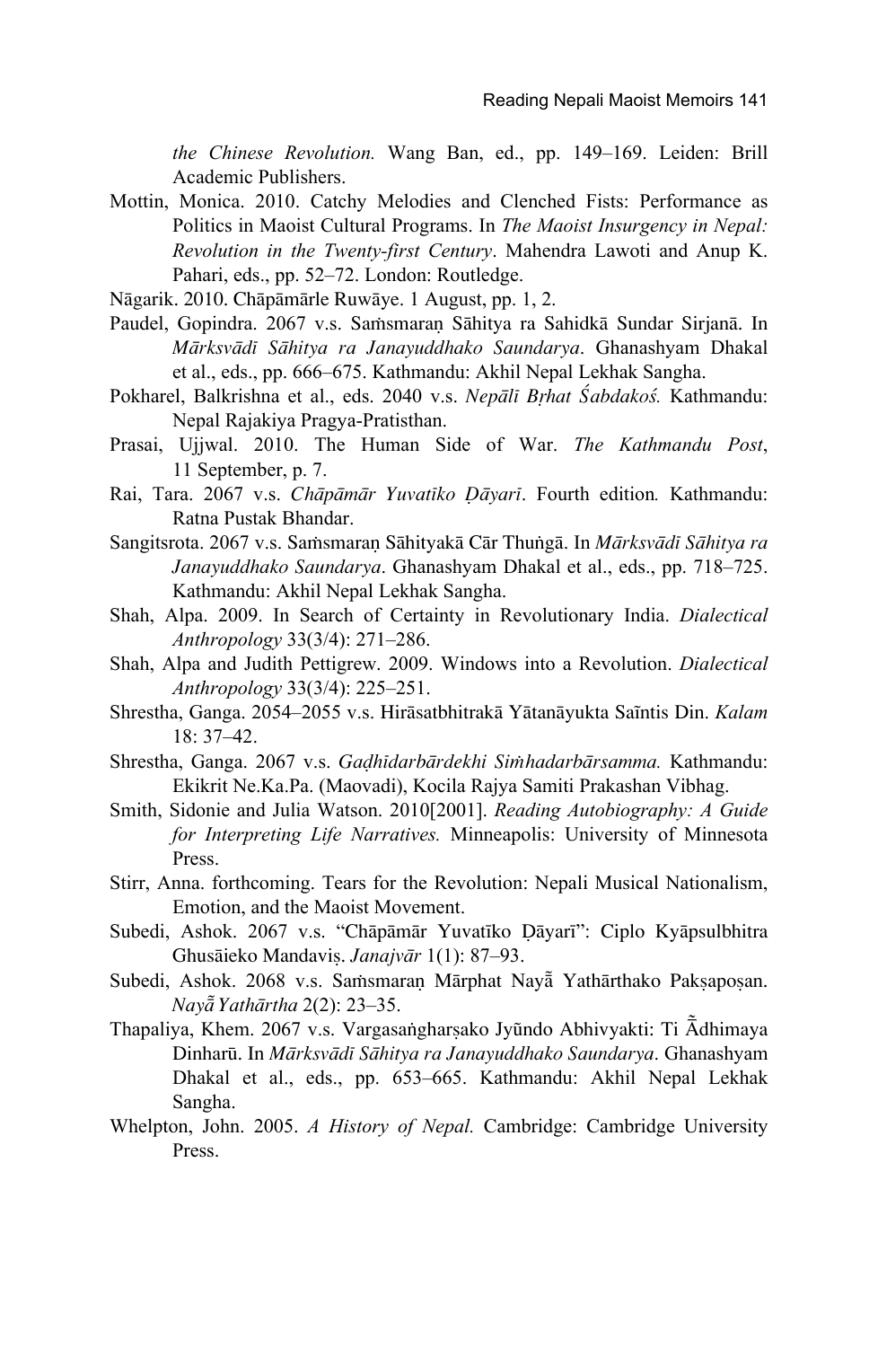*the Chinese Revolution.* Wang Ban, ed., pp. 149–169. Leiden: Brill Academic Publishers.

Mottin, Monica. 2010. Catchy Melodies and Clenched Fists: Performance as Politics in Maoist Cultural Programs. In *The Maoist Insurgency in Nepal: Revolution in the Twenty-first Century*. Mahendra Lawoti and Anup K. Pahari, eds., pp. 52–72. London: Routledge.

Nāgarik. 2010. Chāpāmārle Ruwāye. 1 August, pp. 1, 2.

Paudel, Gopindra. 2067 v.s. Saṁsmaraṇ Sāhitya ra Sahidkā Sundar Sirjanā. In *Mārksvādī Sāhitya ra Janayuddhako Saundarya*. Ghanashyam Dhakal et al., eds., pp. 666–675. Kathmandu: Akhil Nepal Lekhak Sangha.

Pokharel, Balkrishna et al., eds. 2040 v.s. *Nepālī Bṛhat Śabdakoś.* Kathmandu: Nepal Rajakiya Pragya-Pratisthan.

Prasai, Ujjwal. 2010. The Human Side of War. *The Kathmandu Post*, 11 September, p. 7.

Rai, Tara. 2067 v.s. *Chāpāmār Yuvatīko Ḍāyarī*. Fourth edition. Kathmandu: Ratna Pustak Bhandar.

Sangitsrota. 2067 v.s. Saṁsmaraṇ Sāhityakā Cār Thuṅgā. In *Mārksvādī Sāhitya ra Janayuddhako Saundarya*. Ghanashyam Dhakal et al., eds., pp. 718–725. Kathmandu: Akhil Nepal Lekhak Sangha.

Shah, Alpa. 2009. In Search of Certainty in Revolutionary India. *Dialectical Anthropology* 33(3/4): 271–286.

Shah, Alpa and Judith Pettigrew. 2009. Windows into a Revolution. *Dialectical Anthropology* 33(3/4): 225–251.

Shrestha, Ganga. 2054–2055 v.s. Hirāsatbhitrakā Yātanāyukta Saĩntis Din. *Kalam* 18: 37–42.

Shrestha, Ganga. 2067 v.s. *Gaḍhīdarbārdekhi Siṁhadarbārsamma.* Kathmandu: Ekikrit Ne.Ka.Pa. (Maovadi), Kocila Rajya Samiti Prakashan Vibhag.

Smith, Sidonie and Julia Watson. 2010[2001]. *Reading Autobiography: A Guide for Interpreting Life Narratives.* Minneapolis: University of Minnesota Press.

Stirr, Anna. forthcoming. Tears for the Revolution: Nepali Musical Nationalism, Emotion, and the Maoist Movement.

Subedi, Ashok. 2067 v.s. "Chāpāmār Yuvatīko Ḍāyarī": Ciplo Kyāpsulbhitra Ghusāieko Mandaviṣ. *Janajvār* 1(1): 87–93.

Subedi, Ashok. 2068 v.s. Saṁsmaraṇ Mārphat Nayā̃ Yathārthako Pakṣapoṣan. *Nayā̃ Yathārtha* 2(2): 23–35.

Thapaliya, Khem. 2067 v.s. Vargasaṅgharṣako Jyūndo Abhivyakti: Ti Ā̃dhimaya Dinharū. In *Mārksvādī Sāhitya ra Janayuddhako Saundarya*. Ghanashyam Dhakal et al., eds., pp. 653–665. Kathmandu: Akhil Nepal Lekhak Sangha.

Whelpton, John. 2005. *A History of Nepal.* Cambridge: Cambridge University Press.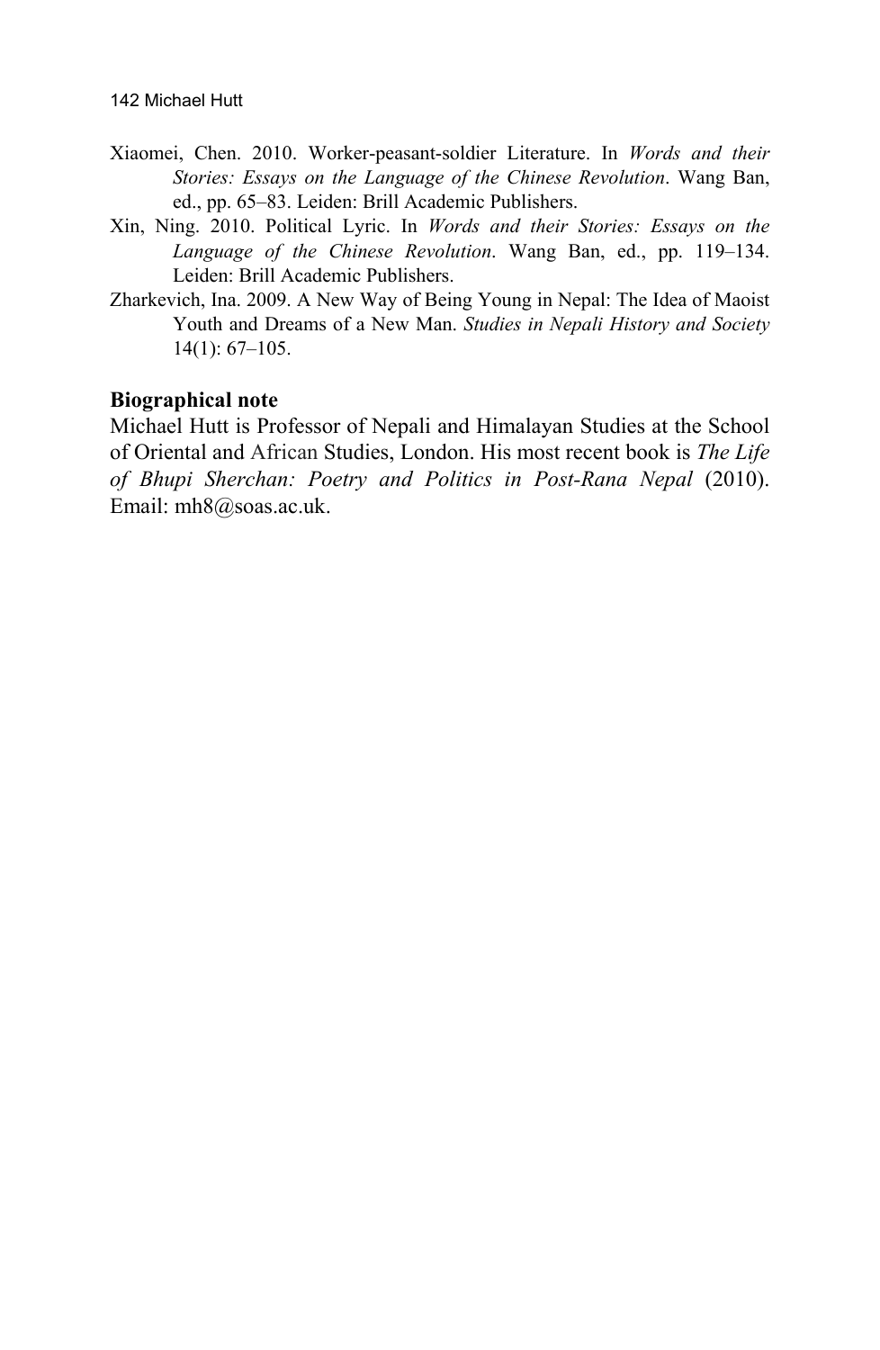Xiaomei, Chen. 2010. Worker-peasant-soldier Literature. In *Words and their Stories: Essays on the Language of the Chinese Revolution*. Wang Ban, ed., pp. 65–83. Leiden: Brill Academic Publishers.

Xin, Ning. 2010. Political Lyric. In *Words and their Stories: Essays on the Language of the Chinese Revolution*. Wang Ban, ed., pp. 119–134. Leiden: Brill Academic Publishers.

Zharkevich, Ina. 2009. A New Way of Being Young in Nepal: The Idea of Maoist Youth and Dreams of a New Man. *Studies in Nepali History and Society* 14(1): 67–105.

## Biographical note

Michael Hutt is Professor of Nepali and Himalayan Studies at the School of Oriental and African Studies, London. His most recent book is *The Life of Bhupi Sherchan: Poetry and Politics in Post-Rana Nepal* (2010). Email: mh8@soas.ac.uk.